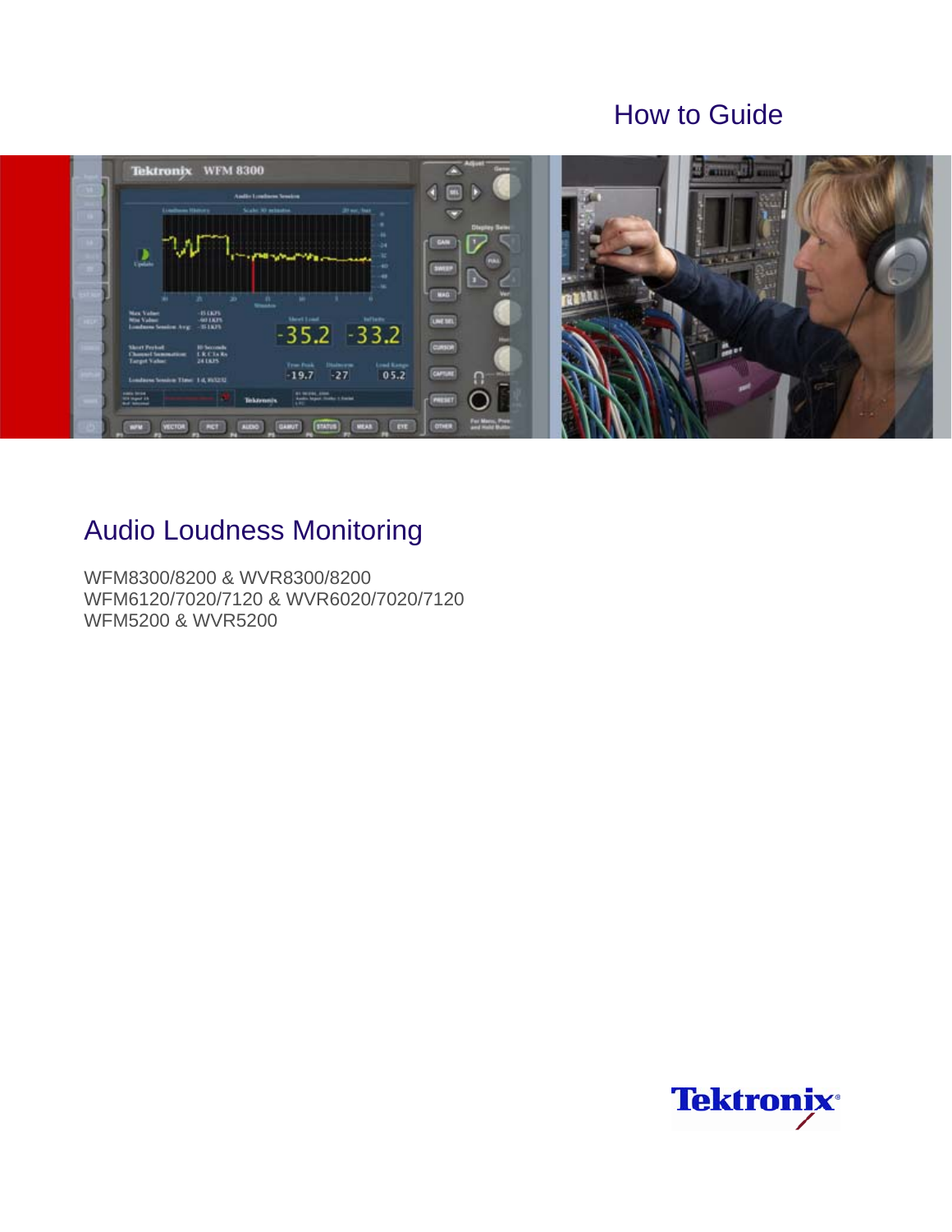How to Guide

# Audio Loudness Monitoring

WFM8300/8200 & WVR8300/8200
WFM6120/7020/7120 & WVR6020/7020/7120
WFM5200 & WVR5200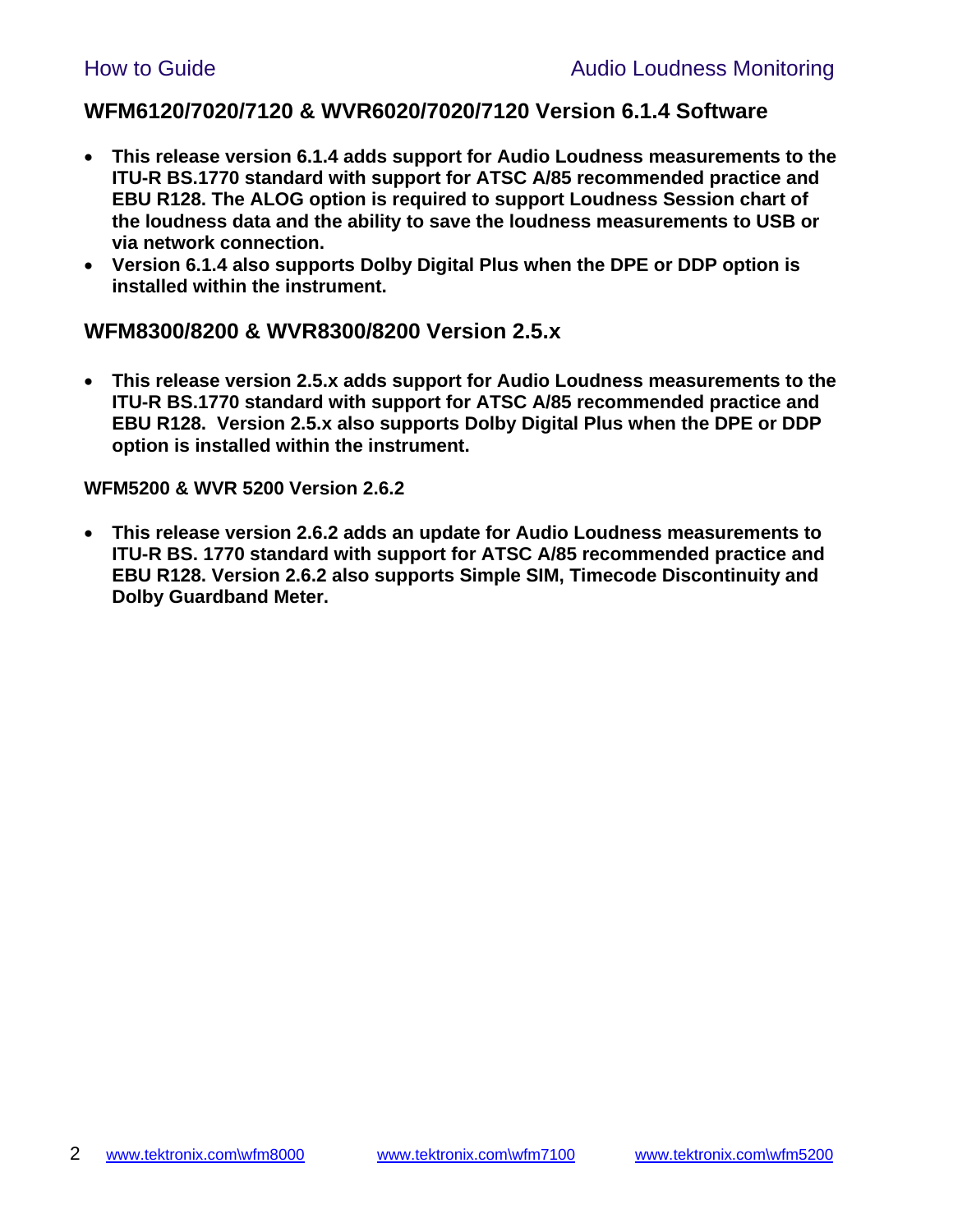## WFM6120/7020/7120 & WVR6020/7020/7120 Version 6.1.4 Software

- **This release version 6.1.4 adds support for Audio Loudness measurements to the ITU-R BS.1770 standard with support for ATSC A/85 recommended practice and EBU R128. The ALOG option is required to support Loudness Session chart of the loudness data and the ability to save the loudness measurements to USB or via network connection.**
- **Version 6.1.4 also supports Dolby Digital Plus when the DPE or DDP option is installed within the instrument.**

## WFM8300/8200 & WVR8300/8200 Version 2.5.x

- **This release version 2.5.x adds support for Audio Loudness measurements to the ITU-R BS.1770 standard with support for ATSC A/85 recommended practice and EBU R128. Version 2.5.x also supports Dolby Digital Plus when the DPE or DDP option is installed within the instrument.**

### WFM5200 & WVR 5200 Version 2.6.2

- **This release version 2.6.2 adds an update for Audio Loudness measurements to ITU-R BS. 1770 standard with support for ATSC A/85 recommended practice and EBU R128. Version 2.6.2 also supports Simple SIM, Timecode Discontinuity and Dolby Guardband Meter.**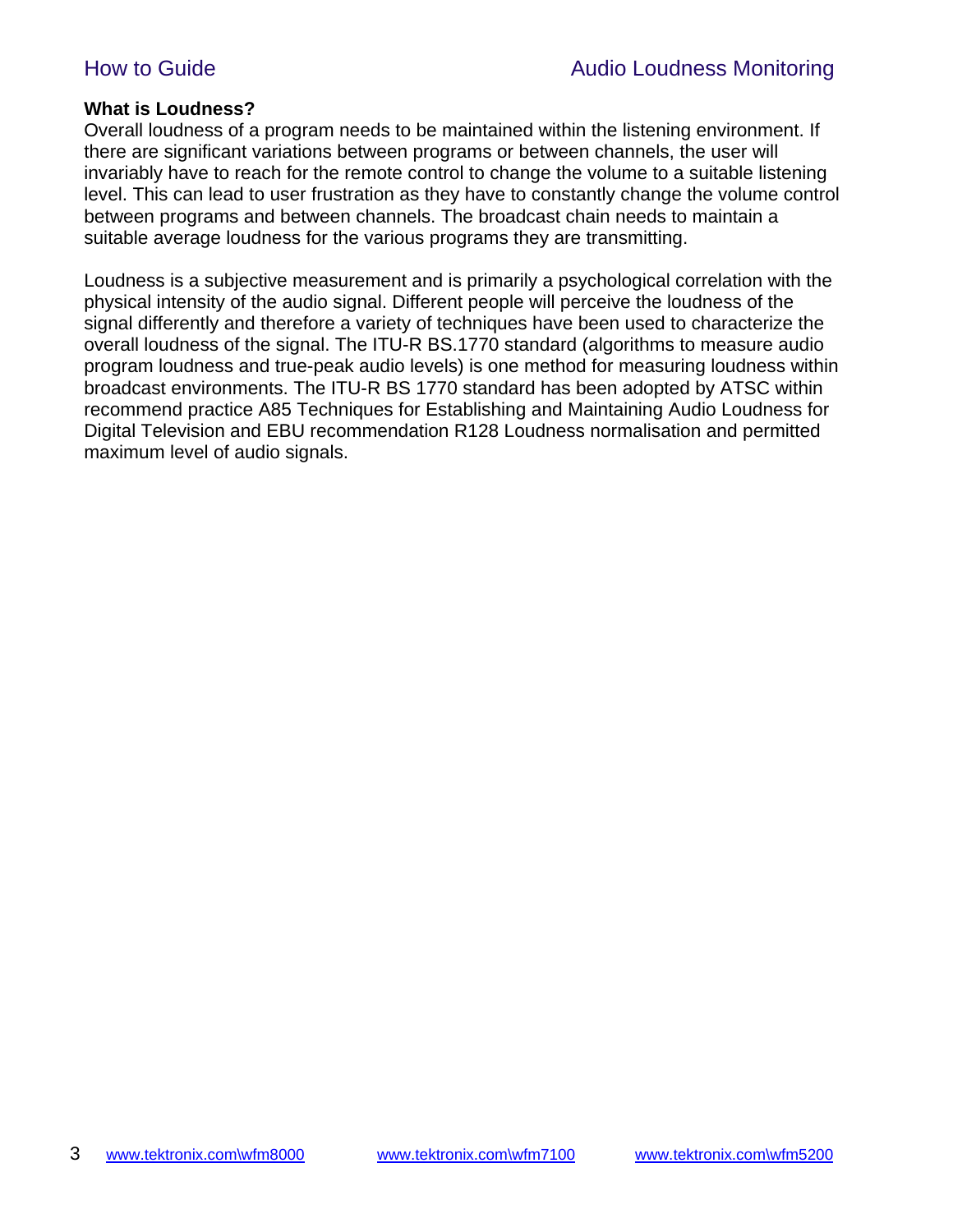**What is Loudness?**

Overall loudness of a program needs to be maintained within the listening environment. If there are significant variations between programs or between channels, the user will invariably have to reach for the remote control to change the volume to a suitable listening level. This can lead to user frustration as they have to constantly change the volume control between programs and between channels. The broadcast chain needs to maintain a suitable average loudness for the various programs they are transmitting.

Loudness is a subjective measurement and is primarily a psychological correlation with the physical intensity of the audio signal. Different people will perceive the loudness of the signal differently and therefore a variety of techniques have been used to characterize the overall loudness of the signal. The ITU-R BS.1770 standard (algorithms to measure audio program loudness and true-peak audio levels) is one method for measuring loudness within broadcast environments. The ITU-R BS 1770 standard has been adopted by ATSC within recommend practice A85 Techniques for Establishing and Maintaining Audio Loudness for Digital Television and EBU recommendation R128 Loudness normalisation and permitted maximum level of audio signals.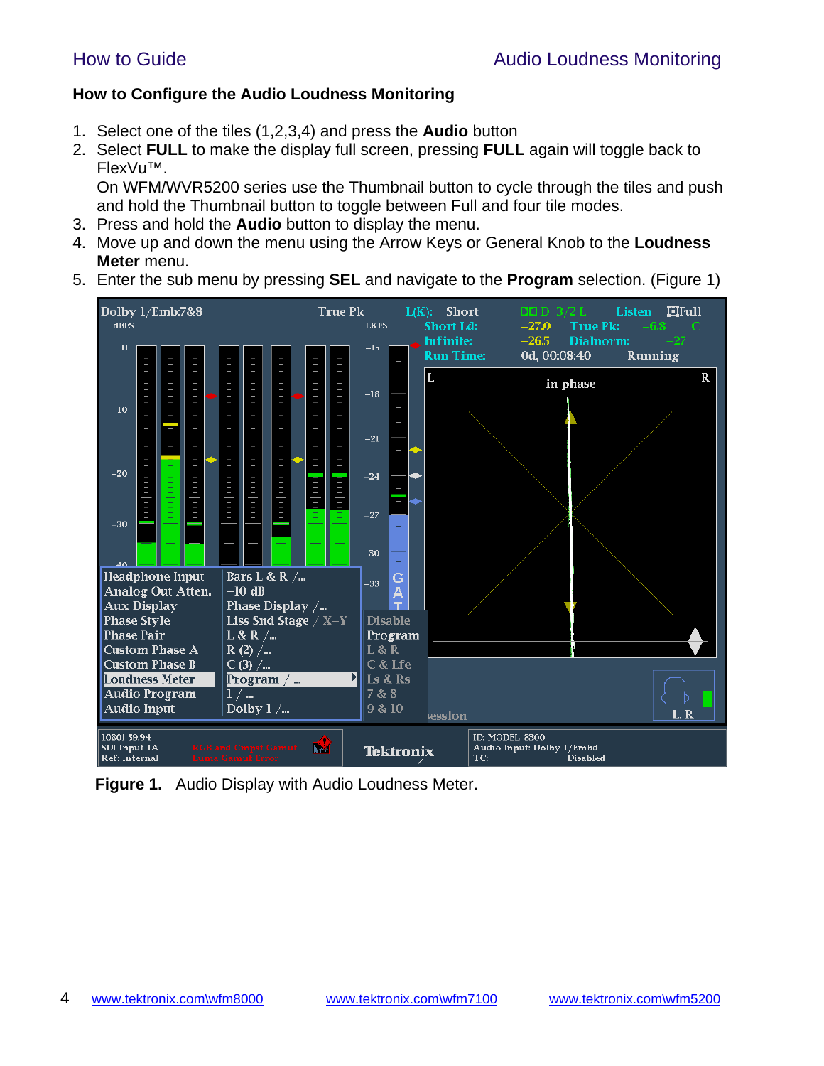### How to Configure the Audio Loudness Monitoring

1. Select one of the tiles (1,2,3,4) and press the **Audio** button
2. Select **FULL** to make the display full screen, pressing **FULL** again will toggle back to FlexVu™.
   On WFM/WVR5200 series use the Thumbnail button to cycle through the tiles and push and hold the Thumbnail button to toggle between Full and four tile modes.
3. Press and hold the **Audio** button to display the menu.
4. Move up and down the menu using the Arrow Keys or General Knob to the **Loudness Meter** menu.
5. Enter the sub menu by pressing **SEL** and navigate to the **Program** selection. (Figure 1)

**Figure 1.** Audio Display with Audio Loudness Meter.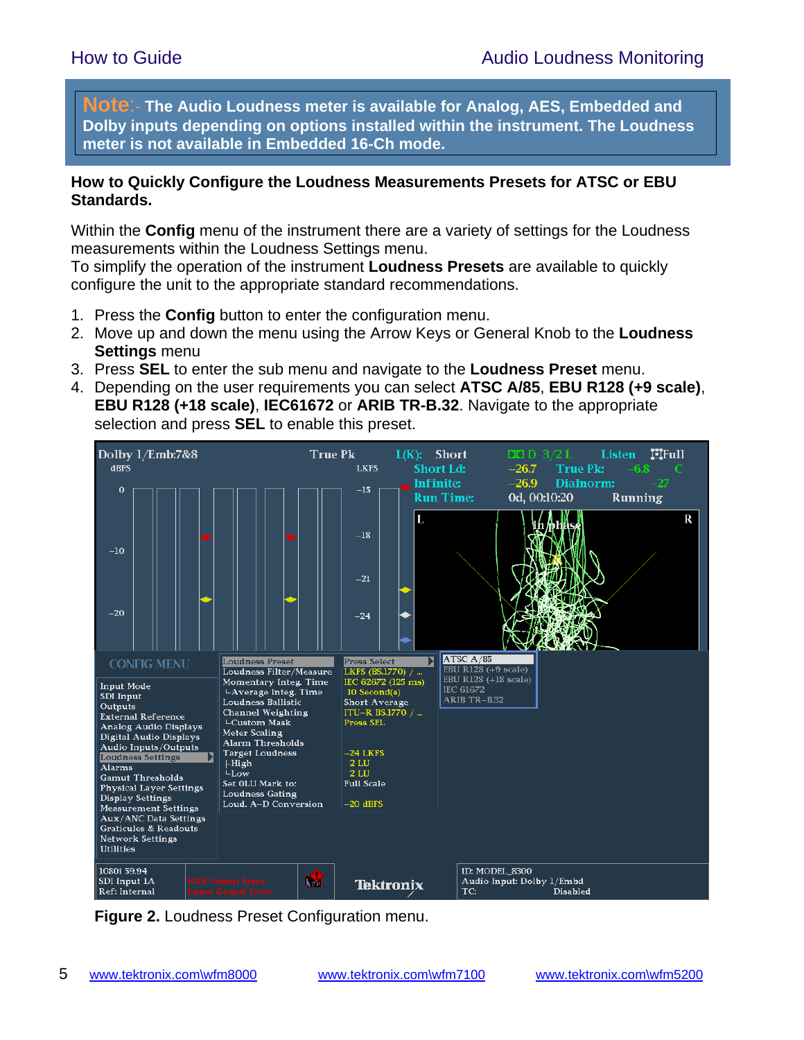> **Note**:- **The Audio Loudness meter is available for Analog, AES, Embedded and Dolby inputs depending on options installed within the instrument. The Loudness meter is not available in Embedded 16-Ch mode.**

**How to Quickly Configure the Loudness Measurements Presets for ATSC or EBU Standards.**

Within the **Config** menu of the instrument there are a variety of settings for the Loudness measurements within the Loudness Settings menu.
To simplify the operation of the instrument **Loudness Presets** are available to quickly configure the unit to the appropriate standard recommendations.

1. Press the **Config** button to enter the configuration menu.
2. Move up and down the menu using the Arrow Keys or General Knob to the **Loudness Settings** menu
3. Press **SEL** to enter the sub menu and navigate to the **Loudness Preset** menu.
4. Depending on the user requirements you can select **ATSC A/85**, **EBU R128 (+9 scale)**, **EBU R128 (+18 scale)**, **IEC61672** or **ARIB TR-B.32**. Navigate to the appropriate selection and press **SEL** to enable this preset.

**Figure 2.** Loudness Preset Configuration menu.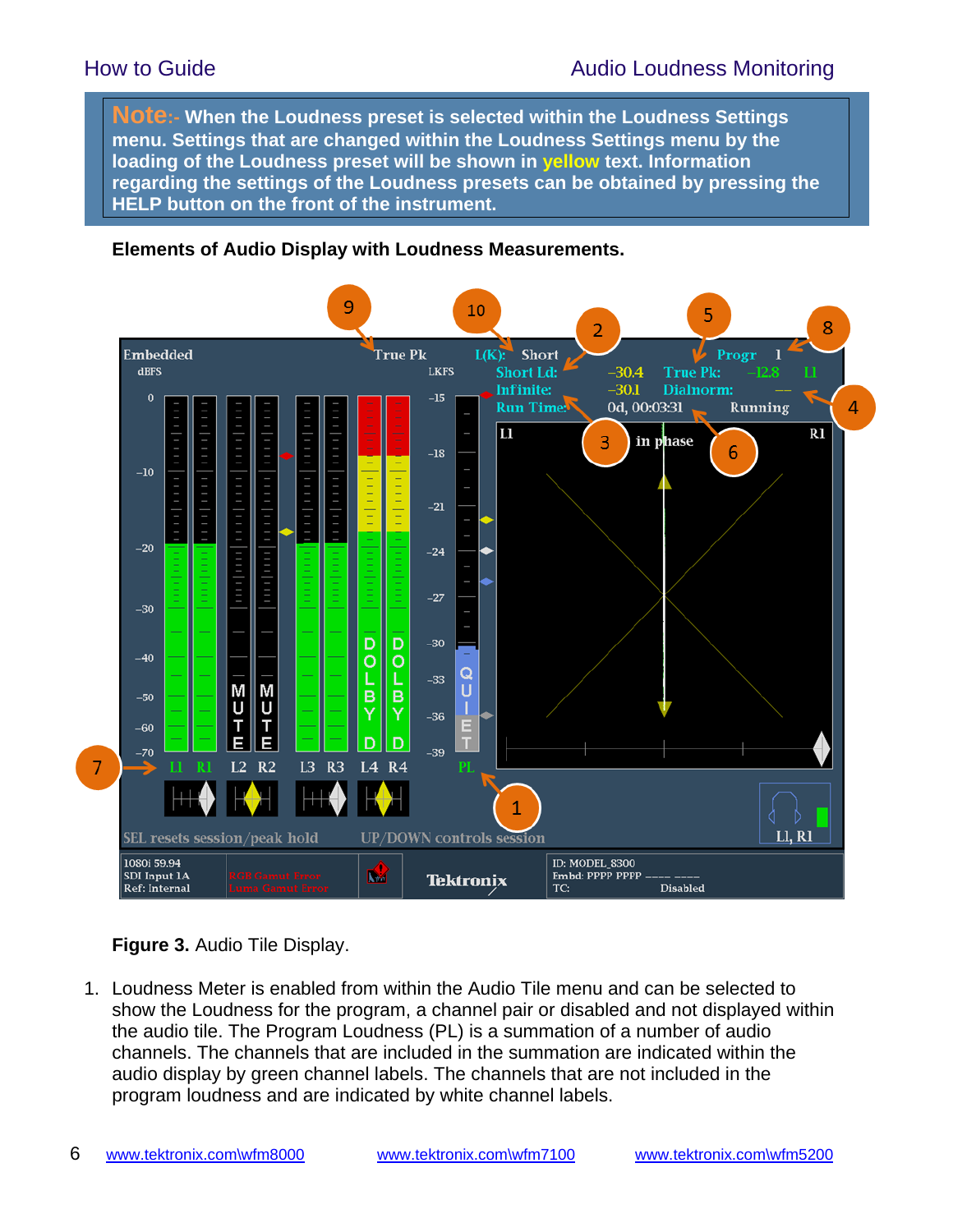**Note:-** **When the Loudness preset is selected within the Loudness Settings menu. Settings that are changed within the Loudness Settings menu by the loading of the Loudness preset will be shown in yellow text. Information regarding the settings of the Loudness presets can be obtained by pressing the HELP button on the front of the instrument.**

**Elements of Audio Display with Loudness Measurements.**

**Figure 3.** Audio Tile Display.

1. Loudness Meter is enabled from within the Audio Tile menu and can be selected to show the Loudness for the program, a channel pair or disabled and not displayed within the audio tile. The Program Loudness (PL) is a summation of a number of audio channels. The channels that are included in the summation are indicated within the audio display by green channel labels. The channels that are not included in the program loudness and are indicated by white channel labels.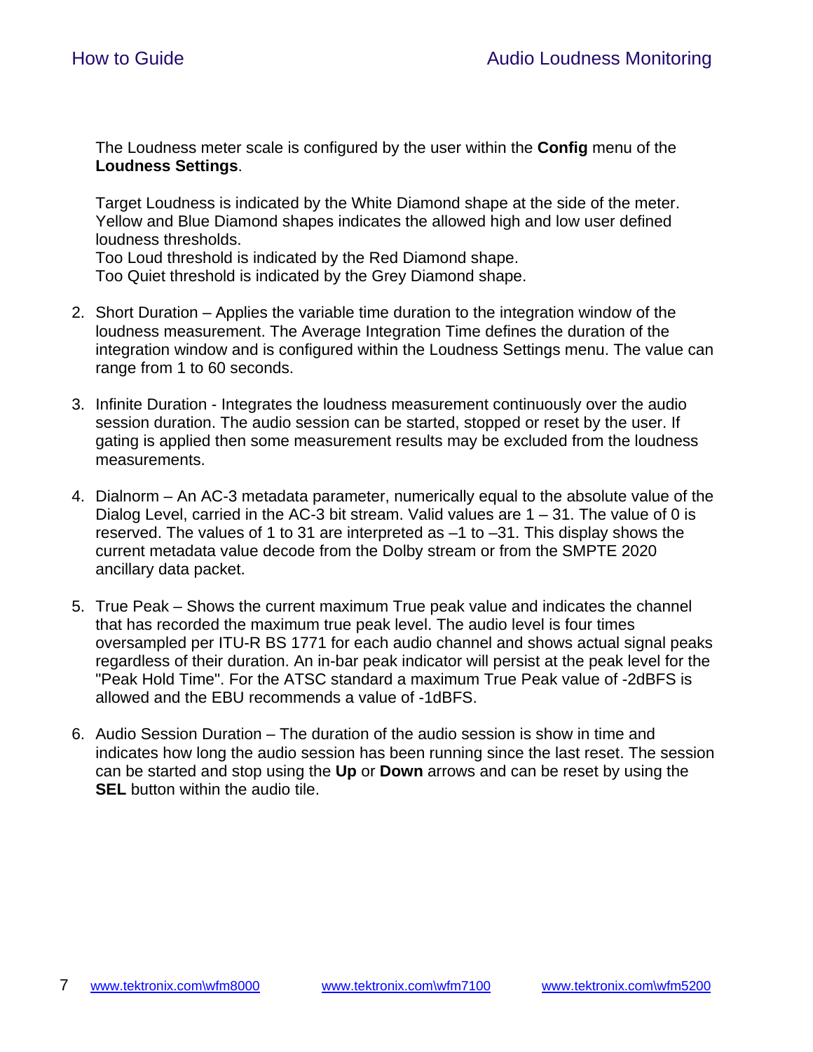The Loudness meter scale is configured by the user within the **Config** menu of the **Loudness Settings**.

Target Loudness is indicated by the White Diamond shape at the side of the meter. Yellow and Blue Diamond shapes indicates the allowed high and low user defined loudness thresholds.
Too Loud threshold is indicated by the Red Diamond shape.
Too Quiet threshold is indicated by the Grey Diamond shape.

2. Short Duration – Applies the variable time duration to the integration window of the loudness measurement. The Average Integration Time defines the duration of the integration window and is configured within the Loudness Settings menu. The value can range from 1 to 60 seconds.

3. Infinite Duration - Integrates the loudness measurement continuously over the audio session duration. The audio session can be started, stopped or reset by the user. If gating is applied then some measurement results may be excluded from the loudness measurements.

4. Dialnorm – An AC-3 metadata parameter, numerically equal to the absolute value of the Dialog Level, carried in the AC-3 bit stream. Valid values are 1 – 31. The value of 0 is reserved. The values of 1 to 31 are interpreted as –1 to –31. This display shows the current metadata value decode from the Dolby stream or from the SMPTE 2020 ancillary data packet.

5. True Peak – Shows the current maximum True peak value and indicates the channel that has recorded the maximum true peak level. The audio level is four times oversampled per ITU-R BS 1771 for each audio channel and shows actual signal peaks regardless of their duration. An in-bar peak indicator will persist at the peak level for the "Peak Hold Time". For the ATSC standard a maximum True Peak value of -2dBFS is allowed and the EBU recommends a value of -1dBFS.

6. Audio Session Duration – The duration of the audio session is show in time and indicates how long the audio session has been running since the last reset. The session can be started and stop using the **Up** or **Down** arrows and can be reset by using the **SEL** button within the audio tile.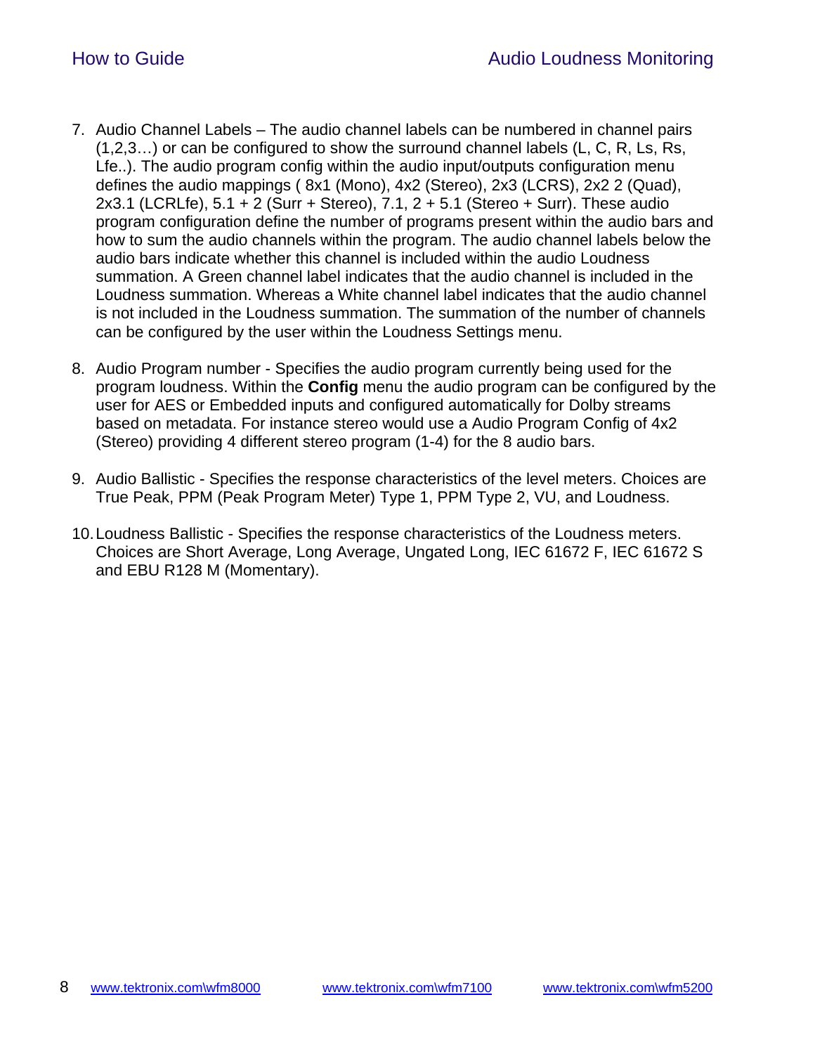7. Audio Channel Labels – The audio channel labels can be numbered in channel pairs (1,2,3…) or can be configured to show the surround channel labels (L, C, R, Ls, Rs, Lfe..). The audio program config within the audio input/outputs configuration menu defines the audio mappings ( 8x1 (Mono), 4x2 (Stereo), 2x3 (LCRS), 2x2 2 (Quad), 2x3.1 (LCRLfe), 5.1 + 2 (Surr + Stereo), 7.1, 2 + 5.1 (Stereo + Surr). These audio program configuration define the number of programs present within the audio bars and how to sum the audio channels within the program. The audio channel labels below the audio bars indicate whether this channel is included within the audio Loudness summation. A Green channel label indicates that the audio channel is included in the Loudness summation. Whereas a White channel label indicates that the audio channel is not included in the Loudness summation. The summation of the number of channels can be configured by the user within the Loudness Settings menu.

8. Audio Program number - Specifies the audio program currently being used for the program loudness. Within the **Config** menu the audio program can be configured by the user for AES or Embedded inputs and configured automatically for Dolby streams based on metadata. For instance stereo would use a Audio Program Config of 4x2 (Stereo) providing 4 different stereo program (1-4) for the 8 audio bars.

9. Audio Ballistic - Specifies the response characteristics of the level meters. Choices are True Peak, PPM (Peak Program Meter) Type 1, PPM Type 2, VU, and Loudness.

10. Loudness Ballistic - Specifies the response characteristics of the Loudness meters. Choices are Short Average, Long Average, Ungated Long, IEC 61672 F, IEC 61672 S and EBU R128 M (Momentary).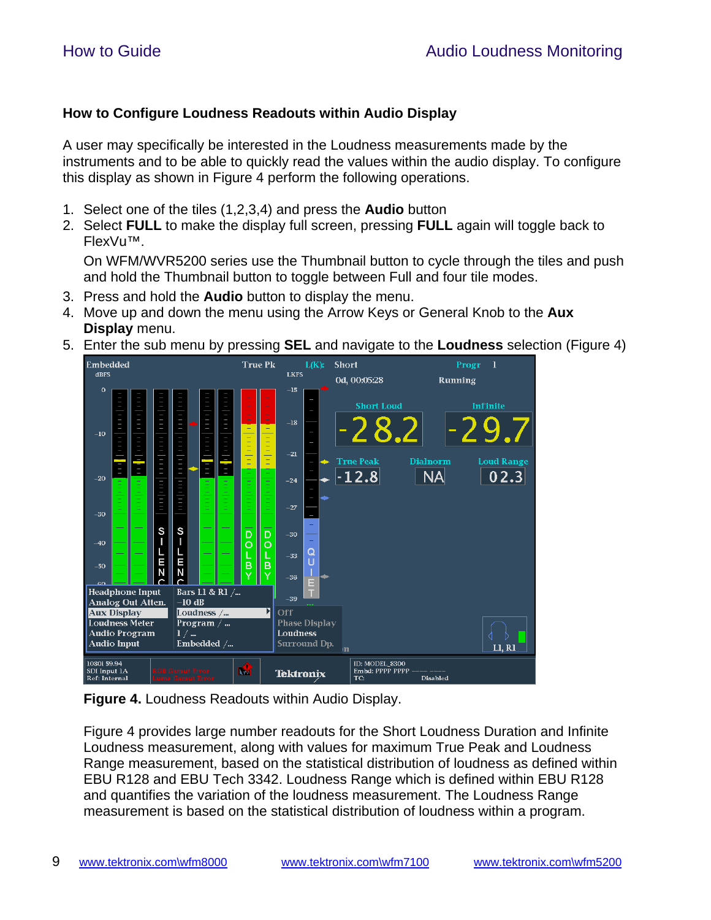### How to Configure Loudness Readouts within Audio Display

A user may specifically be interested in the Loudness measurements made by the instruments and to be able to quickly read the values within the audio display. To configure this display as shown in Figure 4 perform the following operations.

1. Select one of the tiles (1,2,3,4) and press the **Audio** button
2. Select **FULL** to make the display full screen, pressing **FULL** again will toggle back to FlexVu™.

   On WFM/WVR5200 series use the Thumbnail button to cycle through the tiles and push and hold the Thumbnail button to toggle between Full and four tile modes.
3. Press and hold the **Audio** button to display the menu.
4. Move up and down the menu using the Arrow Keys or General Knob to the **Aux Display** menu.
5. Enter the sub menu by pressing **SEL** and navigate to the **Loudness** selection (Figure 4)

**Figure 4.** Loudness Readouts within Audio Display.

Figure 4 provides large number readouts for the Short Loudness Duration and Infinite Loudness measurement, along with values for maximum True Peak and Loudness Range measurement, based on the statistical distribution of loudness as defined within EBU R128 and EBU Tech 3342. Loudness Range which is defined within EBU R128 and quantifies the variation of the loudness measurement. The Loudness Range measurement is based on the statistical distribution of loudness within a program.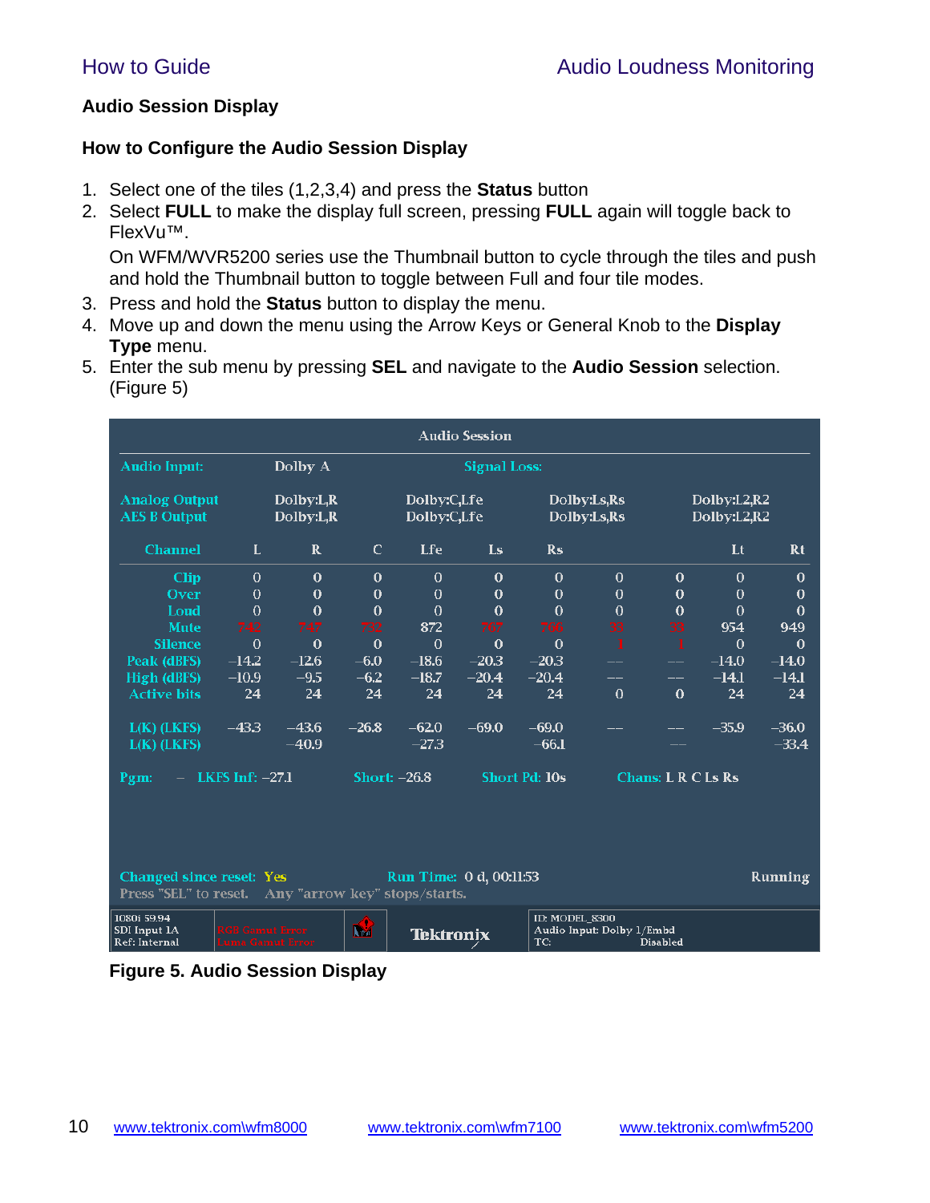## Audio Session Display

### How to Configure the Audio Session Display

1. Select one of the tiles (1,2,3,4) and press the **Status** button
2. Select **FULL** to make the display full screen, pressing **FULL** again will toggle back to FlexVu™.

   On WFM/WVR5200 series use the Thumbnail button to cycle through the tiles and push and hold the Thumbnail button to toggle between Full and four tile modes.
3. Press and hold the **Status** button to display the menu.
4. Move up and down the menu using the Arrow Keys or General Knob to the **Display Type** menu.
5. Enter the sub menu by pressing **SEL** and navigate to the **Audio Session** selection. (Figure 5)

**Figure 5. Audio Session Display**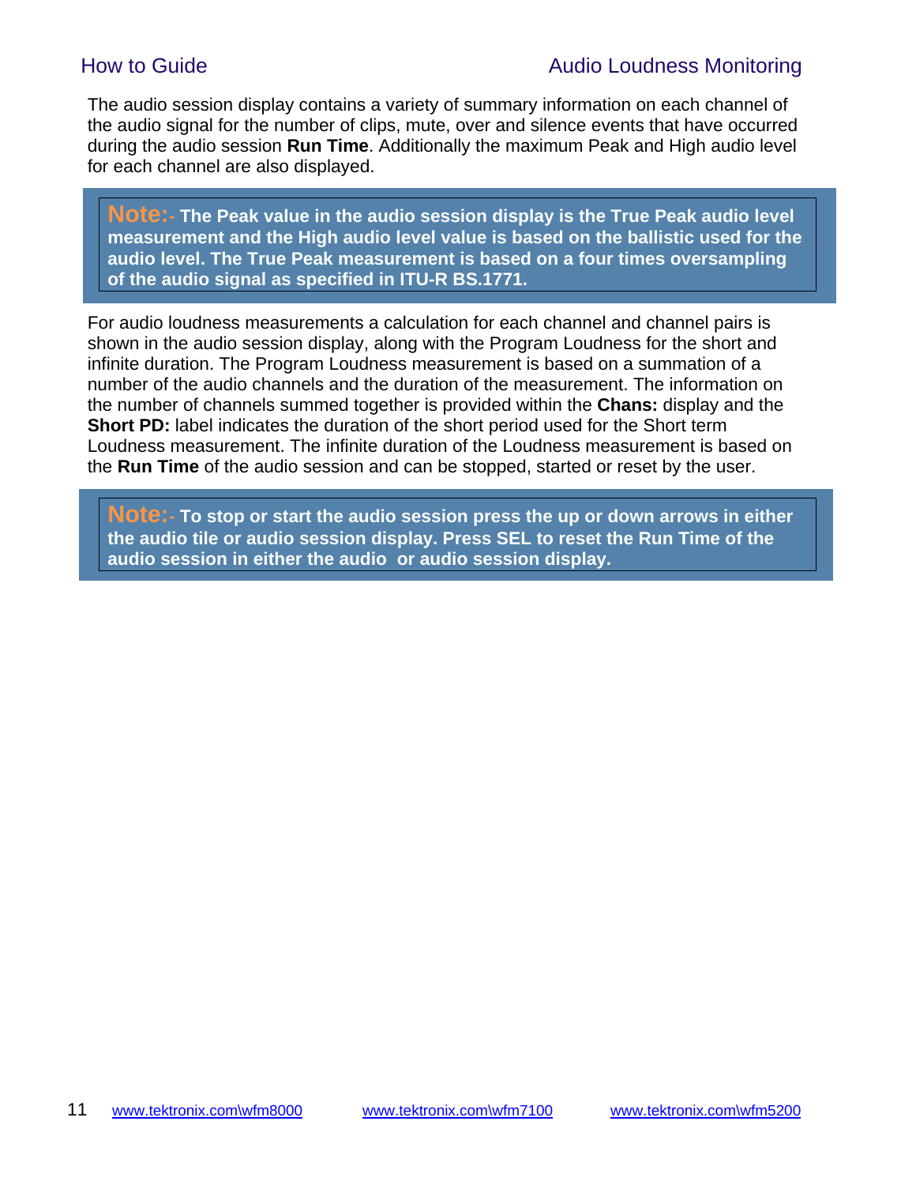The audio session display contains a variety of summary information on each channel of the audio signal for the number of clips, mute, over and silence events that have occurred during the audio session **Run Time**. Additionally the maximum Peak and High audio level for each channel are also displayed.

> **Note:- The Peak value in the audio session display is the True Peak audio level measurement and the High audio level value is based on the ballistic used for the audio level. The True Peak measurement is based on a four times oversampling of the audio signal as specified in ITU-R BS.1771.**

For audio loudness measurements a calculation for each channel and channel pairs is shown in the audio session display, along with the Program Loudness for the short and infinite duration. The Program Loudness measurement is based on a summation of a number of the audio channels and the duration of the measurement. The information on the number of channels summed together is provided within the **Chans:** display and the **Short PD:** label indicates the duration of the short period used for the Short term Loudness measurement. The infinite duration of the Loudness measurement is based on the **Run Time** of the audio session and can be stopped, started or reset by the user.

> **Note:- To stop or start the audio session press the up or down arrows in either the audio tile or audio session display. Press SEL to reset the Run Time of the audio session in either the audio or audio session display.**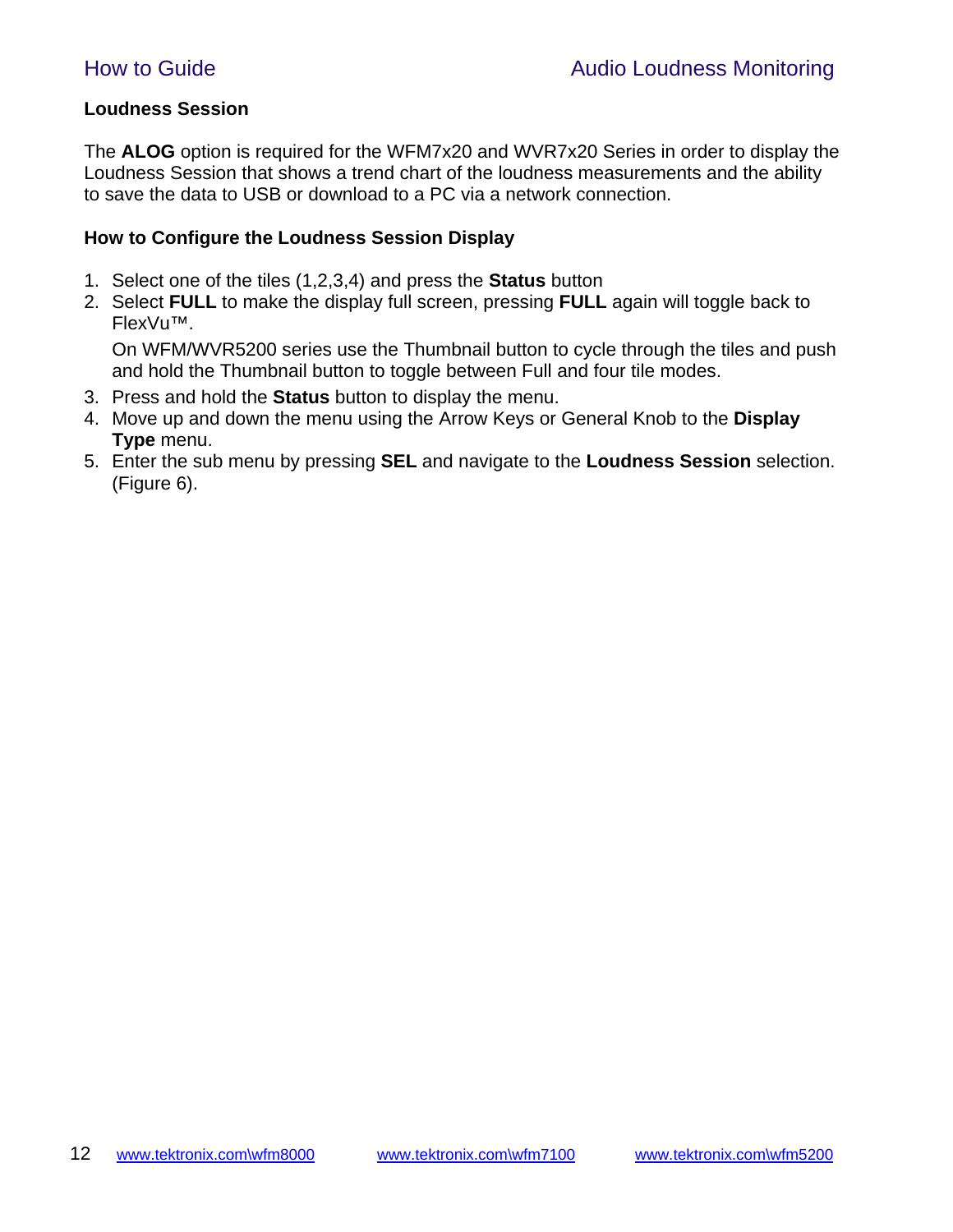## Loudness Session

The **ALOG** option is required for the WFM7x20 and WVR7x20 Series in order to display the Loudness Session that shows a trend chart of the loudness measurements and the ability to save the data to USB or download to a PC via a network connection.

### How to Configure the Loudness Session Display

1. Select one of the tiles (1,2,3,4) and press the **Status** button
2. Select **FULL** to make the display full screen, pressing **FULL** again will toggle back to FlexVu™.

   On WFM/WVR5200 series use the Thumbnail button to cycle through the tiles and push and hold the Thumbnail button to toggle between Full and four tile modes.
3. Press and hold the **Status** button to display the menu.
4. Move up and down the menu using the Arrow Keys or General Knob to the **Display Type** menu.
5. Enter the sub menu by pressing **SEL** and navigate to the **Loudness Session** selection. (Figure 6).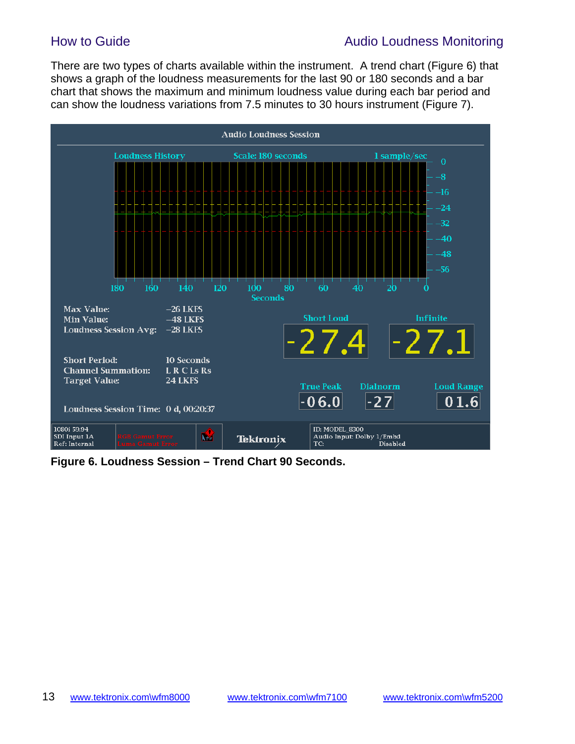There are two types of charts available within the instrument. A trend chart (Figure 6) that shows a graph of the loudness measurements for the last 90 or 180 seconds and a bar chart that shows the maximum and minimum loudness value during each bar period and can show the loudness variations from 7.5 minutes to 30 hours instrument (Figure 7).

**Figure 6. Loudness Session – Trend Chart 90 Seconds.**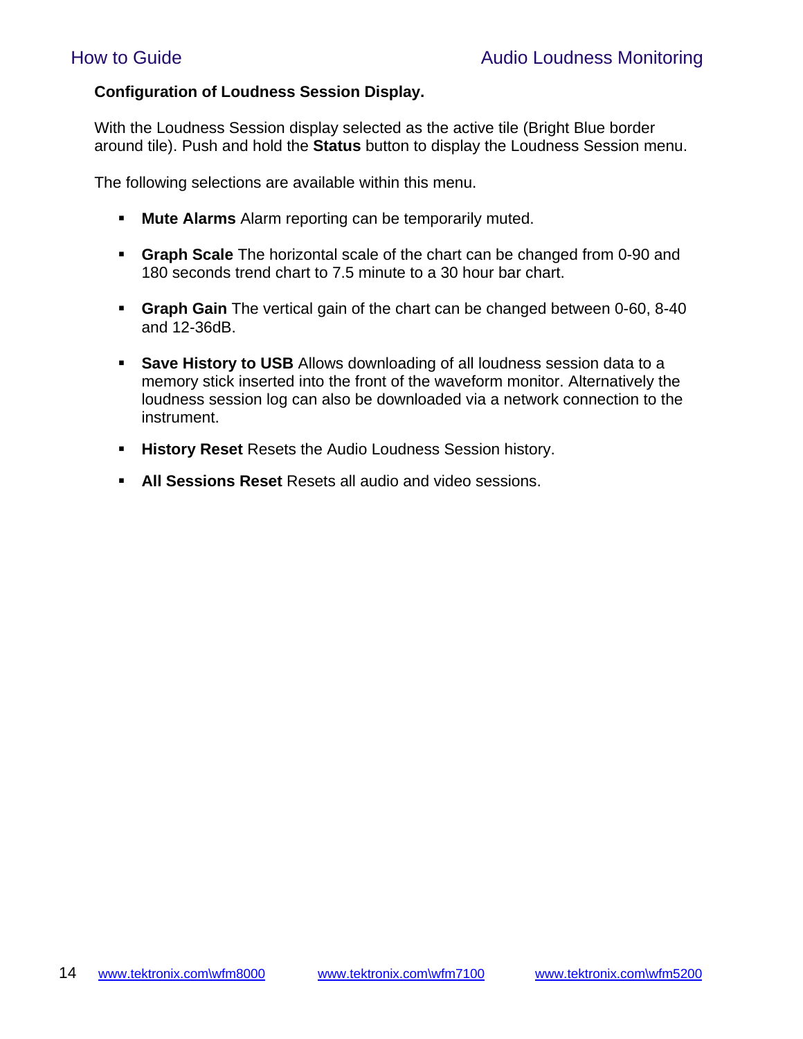**Configuration of Loudness Session Display.**

With the Loudness Session display selected as the active tile (Bright Blue border around tile). Push and hold the **Status** button to display the Loudness Session menu.

The following selections are available within this menu.

- **Mute Alarms** Alarm reporting can be temporarily muted.
- **Graph Scale** The horizontal scale of the chart can be changed from 0-90 and 180 seconds trend chart to 7.5 minute to a 30 hour bar chart.
- **Graph Gain** The vertical gain of the chart can be changed between 0-60, 8-40 and 12-36dB.
- **Save History to USB** Allows downloading of all loudness session data to a memory stick inserted into the front of the waveform monitor. Alternatively the loudness session log can also be downloaded via a network connection to the instrument.
- **History Reset** Resets the Audio Loudness Session history.
- **All Sessions Reset** Resets all audio and video sessions.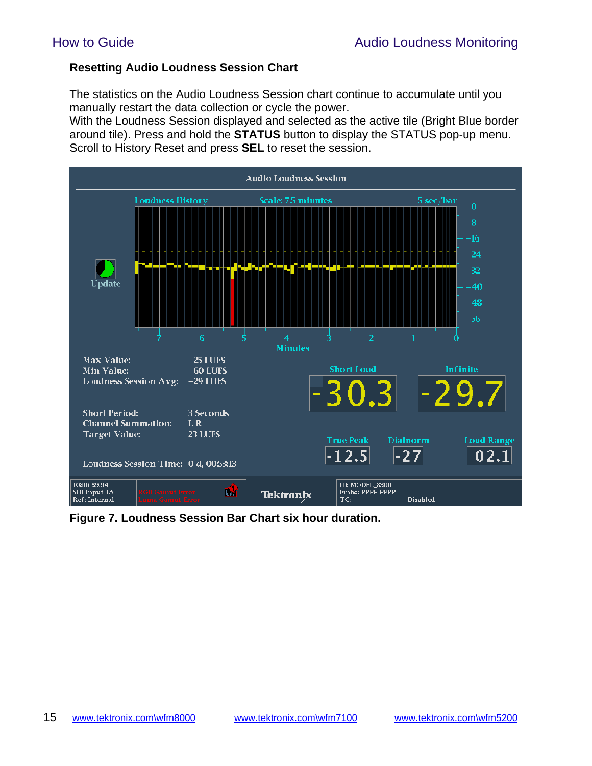### Resetting Audio Loudness Session Chart

The statistics on the Audio Loudness Session chart continue to accumulate until you manually restart the data collection or cycle the power.
With the Loudness Session displayed and selected as the active tile (Bright Blue border around tile). Press and hold the **STATUS** button to display the STATUS pop-up menu. Scroll to History Reset and press **SEL** to reset the session.

**Figure 7. Loudness Session Bar Chart six hour duration.**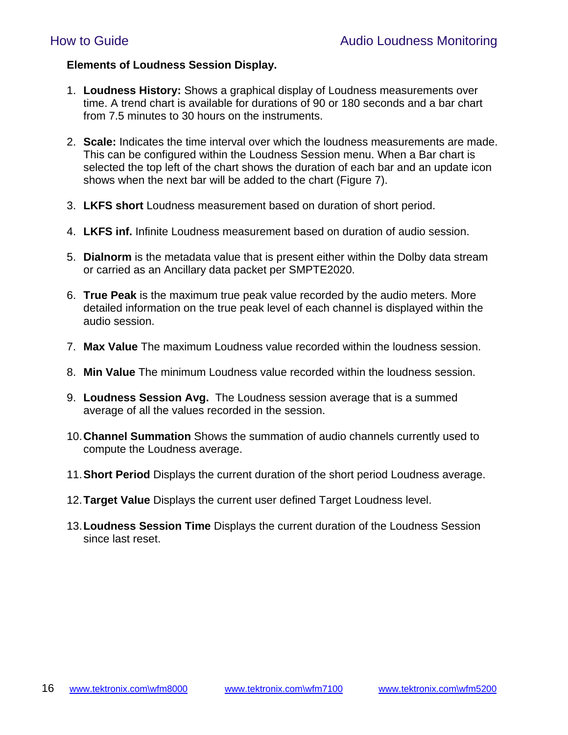**Elements of Loudness Session Display.**

1. **Loudness History:** Shows a graphical display of Loudness measurements over time. A trend chart is available for durations of 90 or 180 seconds and a bar chart from 7.5 minutes to 30 hours on the instruments.

2. **Scale:** Indicates the time interval over which the loudness measurements are made. This can be configured within the Loudness Session menu. When a Bar chart is selected the top left of the chart shows the duration of each bar and an update icon shows when the next bar will be added to the chart (Figure 7).

3. **LKFS short** Loudness measurement based on duration of short period.

4. **LKFS inf.** Infinite Loudness measurement based on duration of audio session.

5. **Dialnorm** is the metadata value that is present either within the Dolby data stream or carried as an Ancillary data packet per SMPTE2020.

6. **True Peak** is the maximum true peak value recorded by the audio meters. More detailed information on the true peak level of each channel is displayed within the audio session.

7. **Max Value** The maximum Loudness value recorded within the loudness session.

8. **Min Value** The minimum Loudness value recorded within the loudness session.

9. **Loudness Session Avg.** The Loudness session average that is a summed average of all the values recorded in the session.

10. **Channel Summation** Shows the summation of audio channels currently used to compute the Loudness average.

11. **Short Period** Displays the current duration of the short period Loudness average.

12. **Target Value** Displays the current user defined Target Loudness level.

13. **Loudness Session Time** Displays the current duration of the Loudness Session since last reset.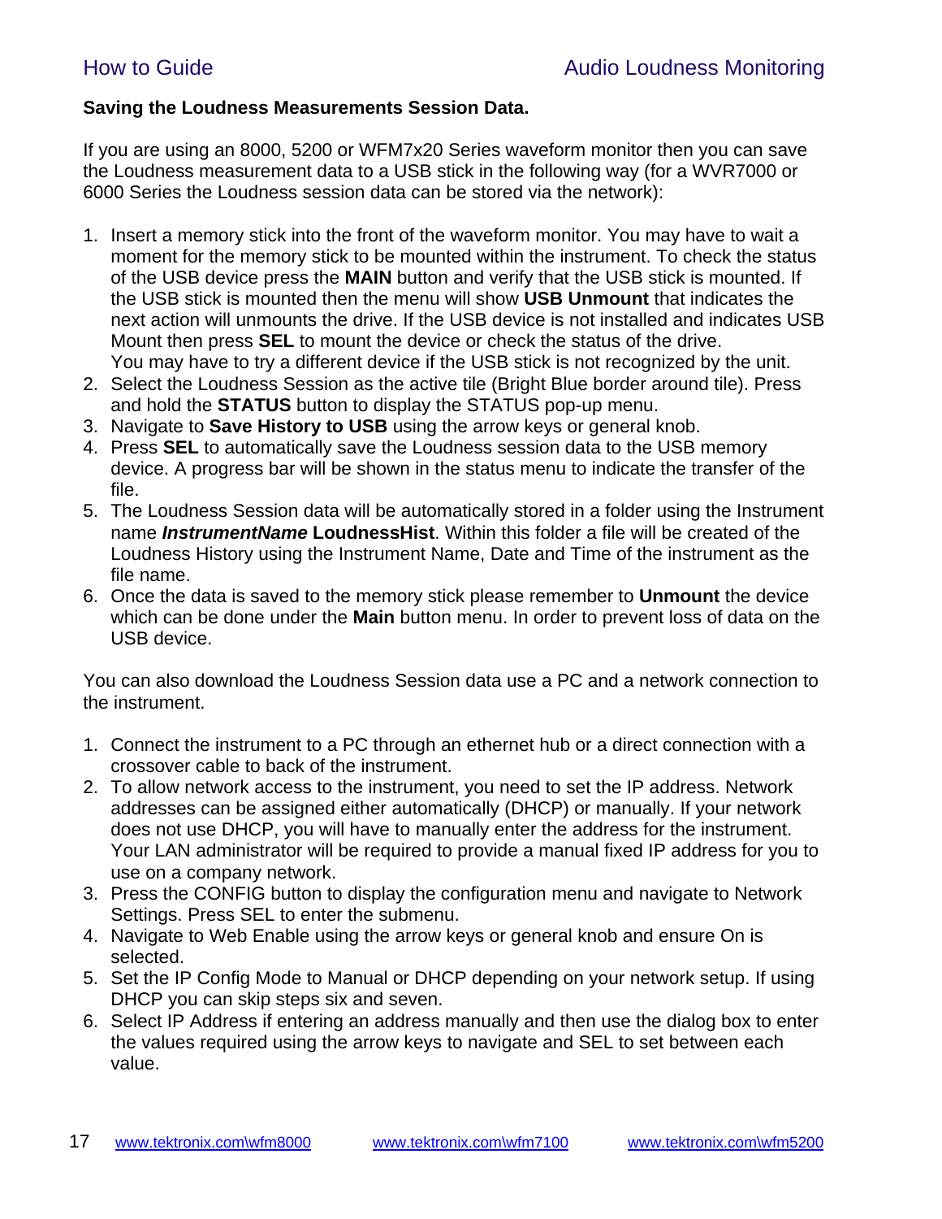**Saving the Loudness Measurements Session Data.**

If you are using an 8000, 5200 or WFM7x20 Series waveform monitor then you can save the Loudness measurement data to a USB stick in the following way (for a WVR7000 or 6000 Series the Loudness session data can be stored via the network):

1. Insert a memory stick into the front of the waveform monitor. You may have to wait a moment for the memory stick to be mounted within the instrument. To check the status of the USB device press the **MAIN** button and verify that the USB stick is mounted. If the USB stick is mounted then the menu will show **USB Unmount** that indicates the next action will unmounts the drive. If the USB device is not installed and indicates USB Mount then press **SEL** to mount the device or check the status of the drive.
   You may have to try a different device if the USB stick is not recognized by the unit.
2. Select the Loudness Session as the active tile (Bright Blue border around tile). Press and hold the **STATUS** button to display the STATUS pop-up menu.
3. Navigate to **Save History to USB** using the arrow keys or general knob.
4. Press **SEL** to automatically save the Loudness session data to the USB memory device. A progress bar will be shown in the status menu to indicate the transfer of the file.
5. The Loudness Session data will be automatically stored in a folder using the Instrument name ***InstrumentName*** **LoudnessHist**. Within this folder a file will be created of the Loudness History using the Instrument Name, Date and Time of the instrument as the file name.
6. Once the data is saved to the memory stick please remember to **Unmount** the device which can be done under the **Main** button menu. In order to prevent loss of data on the USB device.

You can also download the Loudness Session data use a PC and a network connection to the instrument.

1. Connect the instrument to a PC through an ethernet hub or a direct connection with a crossover cable to back of the instrument.
2. To allow network access to the instrument, you need to set the IP address. Network addresses can be assigned either automatically (DHCP) or manually. If your network does not use DHCP, you will have to manually enter the address for the instrument. Your LAN administrator will be required to provide a manual fixed IP address for you to use on a company network.
3. Press the CONFIG button to display the configuration menu and navigate to Network Settings. Press SEL to enter the submenu.
4. Navigate to Web Enable using the arrow keys or general knob and ensure On is selected.
5. Set the IP Config Mode to Manual or DHCP depending on your network setup. If using DHCP you can skip steps six and seven.
6. Select IP Address if entering an address manually and then use the dialog box to enter the values required using the arrow keys to navigate and SEL to set between each value.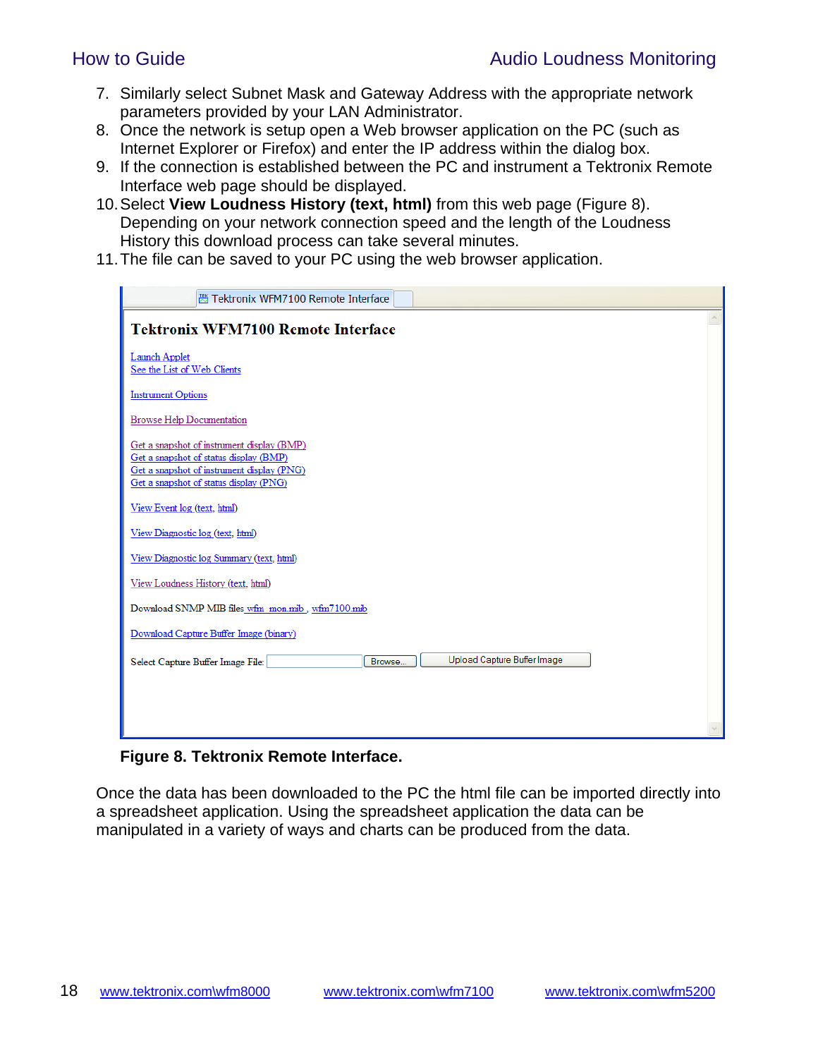7. Similarly select Subnet Mask and Gateway Address with the appropriate network parameters provided by your LAN Administrator.
8. Once the network is setup open a Web browser application on the PC (such as Internet Explorer or Firefox) and enter the IP address within the dialog box.
9. If the connection is established between the PC and instrument a Tektronix Remote Interface web page should be displayed.
10. Select **View Loudness History (text, html)** from this web page (Figure 8). Depending on your network connection speed and the length of the Loudness History this download process can take several minutes.
11. The file can be saved to your PC using the web browser application.

Tektronix WFM7100 Remote Interface

**Tektronix WFM7100 Remote Interface**

Launch Applet
See the List of Web Clients

Instrument Options

Browse Help Documentation

Get a snapshot of instrument display (BMP)
Get a snapshot of status display (BMP)
Get a snapshot of instrument display (PNG)
Get a snapshot of status display (PNG)

View Event log (text, html)

View Diagnostic log (text, html)

View Diagnostic log Summary (text, html)

View Loudness History (text, html)

Download SNMP MIB files wfm_mon.mib , wfm7100.mib

Download Capture Buffer Image (binary)

Select Capture Buffer Image File: [ ] Browse... Upload Capture Buffer Image

**Figure 8. Tektronix Remote Interface.**

Once the data has been downloaded to the PC the html file can be imported directly into a spreadsheet application. Using the spreadsheet application the data can be manipulated in a variety of ways and charts can be produced from the data.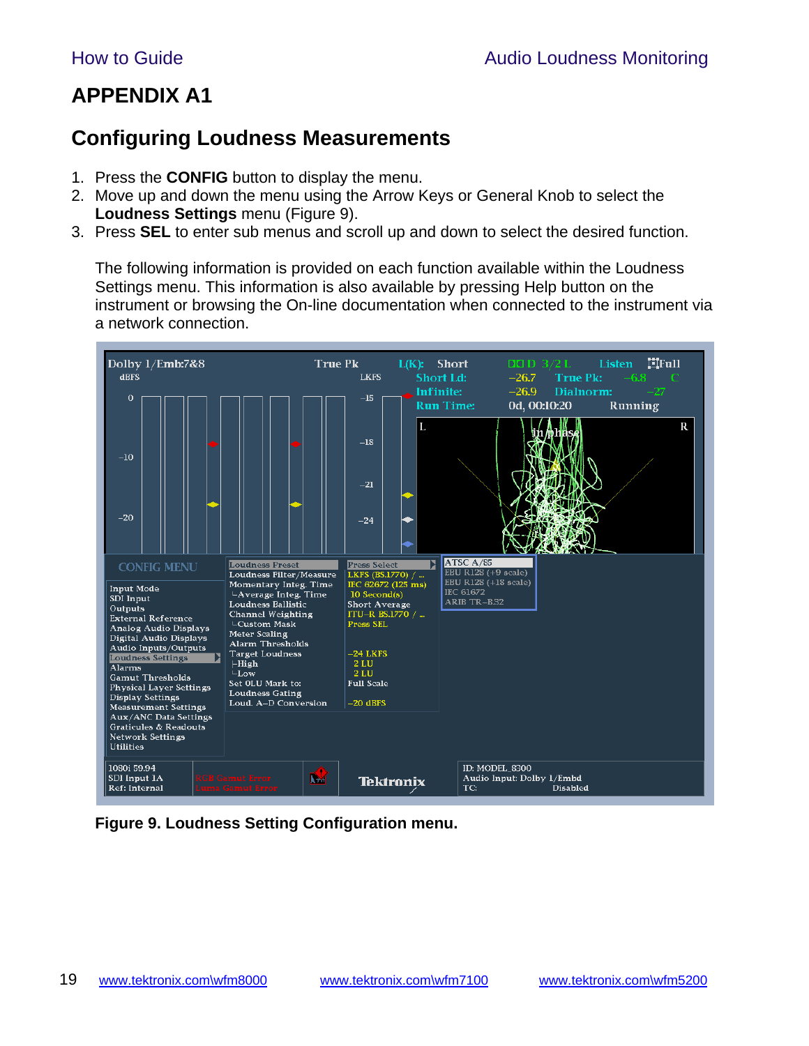# APPENDIX A1

## Configuring Loudness Measurements

1. Press the **CONFIG** button to display the menu.
2. Move up and down the menu using the Arrow Keys or General Knob to select the **Loudness Settings** menu (Figure 9).
3. Press **SEL** to enter sub menus and scroll up and down to select the desired function.

   The following information is provided on each function available within the Loudness Settings menu. This information is also available by pressing Help button on the instrument or browsing the On-line documentation when connected to the instrument via a network connection.

**Figure 9. Loudness Setting Configuration menu.**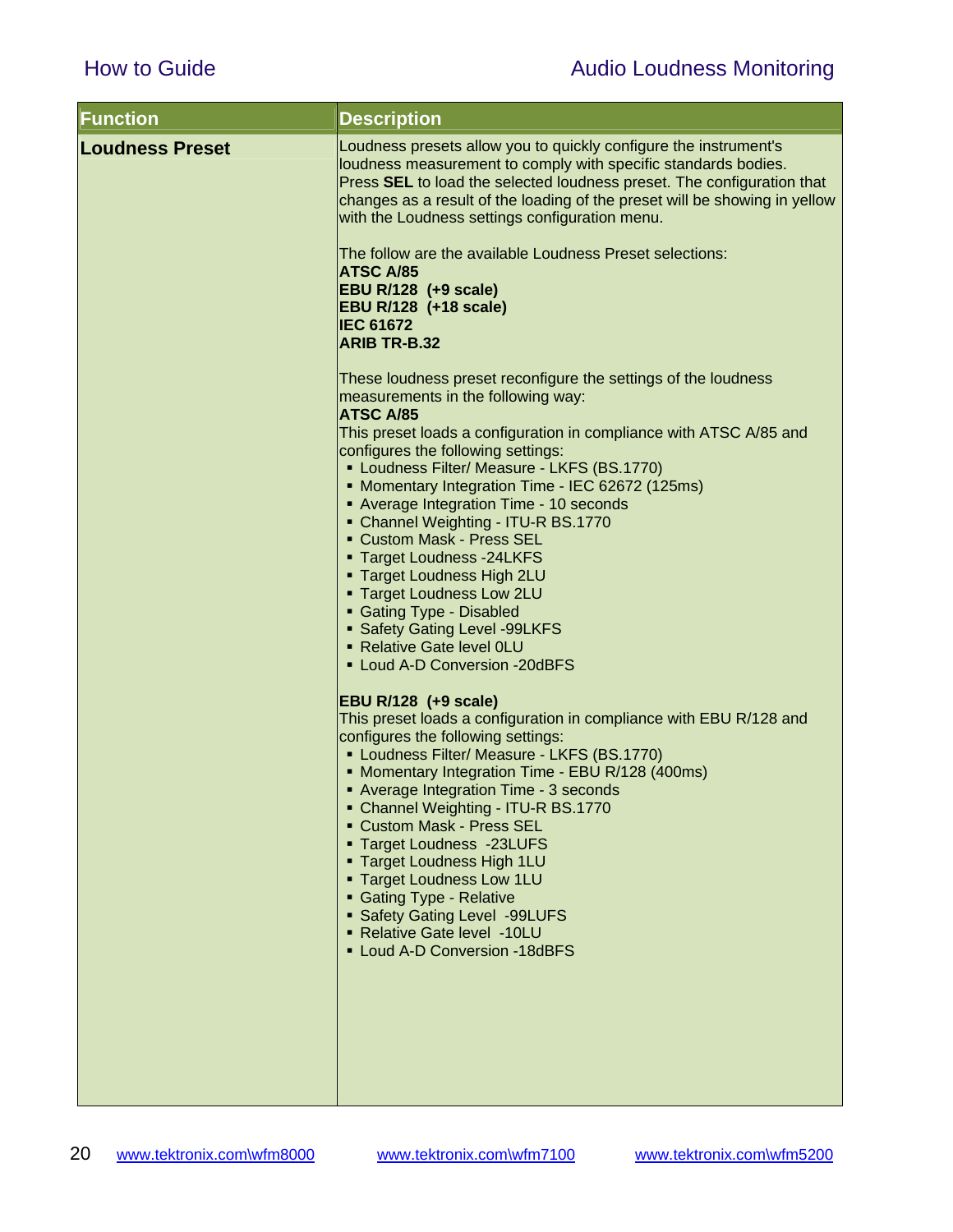| Function | Description |
|---|---|
| **Loudness Preset** | Loudness presets allow you to quickly configure the instrument's loudness measurement to comply with specific standards bodies. Press **SEL** to load the selected loudness preset. The configuration that changes as a result of the loading of the preset will be showing in yellow with the Loudness settings configuration menu.<br><br>The follow are the available Loudness Preset selections:<br>**ATSC A/85**<br>**EBU R/128 (+9 scale)**<br>**EBU R/128 (+18 scale)**<br>**IEC 61672**<br>**ARIB TR-B.32**<br><br>These loudness preset reconfigure the settings of the loudness measurements in the following way:<br>**ATSC A/85**<br>This preset loads a configuration in compliance with ATSC A/85 and configures the following settings:<br>▪ Loudness Filter/ Measure - LKFS (BS.1770)<br>▪ Momentary Integration Time - IEC 62672 (125ms)<br>▪ Average Integration Time - 10 seconds<br>▪ Channel Weighting - ITU-R BS.1770<br>▪ Custom Mask - Press SEL<br>▪ Target Loudness -24LKFS<br>▪ Target Loudness High 2LU<br>▪ Target Loudness Low 2LU<br>▪ Gating Type - Disabled<br>▪ Safety Gating Level -99LKFS<br>▪ Relative Gate level 0LU<br>▪ Loud A-D Conversion -20dBFS<br><br>**EBU R/128 (+9 scale)**<br>This preset loads a configuration in compliance with EBU R/128 and configures the following settings:<br>▪ Loudness Filter/ Measure - LKFS (BS.1770)<br>▪ Momentary Integration Time - EBU R/128 (400ms)<br>▪ Average Integration Time - 3 seconds<br>▪ Channel Weighting - ITU-R BS.1770<br>▪ Custom Mask - Press SEL<br>▪ Target Loudness -23LUFS<br>▪ Target Loudness High 1LU<br>▪ Target Loudness Low 1LU<br>▪ Gating Type - Relative<br>▪ Safety Gating Level -99LUFS<br>▪ Relative Gate level -10LU<br>▪ Loud A-D Conversion -18dBFS |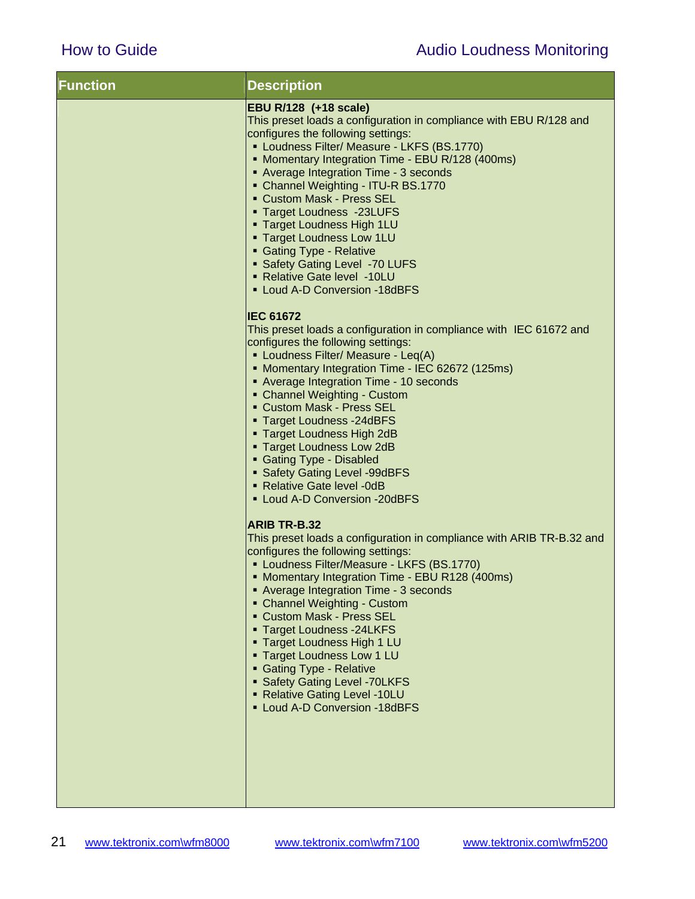| Function | Description |
|---|---|
| | **EBU R/128 (+18 scale)**<br>This preset loads a configuration in compliance with EBU R/128 and configures the following settings:<br>▪ Loudness Filter/ Measure - LKFS (BS.1770)<br>▪ Momentary Integration Time - EBU R/128 (400ms)<br>▪ Average Integration Time - 3 seconds<br>▪ Channel Weighting - ITU-R BS.1770<br>▪ Custom Mask - Press SEL<br>▪ Target Loudness -23LUFS<br>▪ Target Loudness High 1LU<br>▪ Target Loudness Low 1LU<br>▪ Gating Type - Relative<br>▪ Safety Gating Level -70 LUFS<br>▪ Relative Gate level -10LU<br>▪ Loud A-D Conversion -18dBFS<br><br>**IEC 61672**<br>This preset loads a configuration in compliance with IEC 61672 and configures the following settings:<br>▪ Loudness Filter/ Measure - Leq(A)<br>▪ Momentary Integration Time - IEC 62672 (125ms)<br>▪ Average Integration Time - 10 seconds<br>▪ Channel Weighting - Custom<br>▪ Custom Mask - Press SEL<br>▪ Target Loudness -24dBFS<br>▪ Target Loudness High 2dB<br>▪ Target Loudness Low 2dB<br>▪ Gating Type - Disabled<br>▪ Safety Gating Level -99dBFS<br>▪ Relative Gate level -0dB<br>▪ Loud A-D Conversion -20dBFS<br><br>**ARIB TR-B.32**<br>This preset loads a configuration in compliance with ARIB TR-B.32 and configures the following settings:<br>▪ Loudness Filter/Measure - LKFS (BS.1770)<br>▪ Momentary Integration Time - EBU R128 (400ms)<br>▪ Average Integration Time - 3 seconds<br>▪ Channel Weighting - Custom<br>▪ Custom Mask - Press SEL<br>▪ Target Loudness -24LKFS<br>▪ Target Loudness High 1 LU<br>▪ Target Loudness Low 1 LU<br>▪ Gating Type - Relative<br>▪ Safety Gating Level -70LKFS<br>▪ Relative Gating Level -10LU<br>▪ Loud A-D Conversion -18dBFS |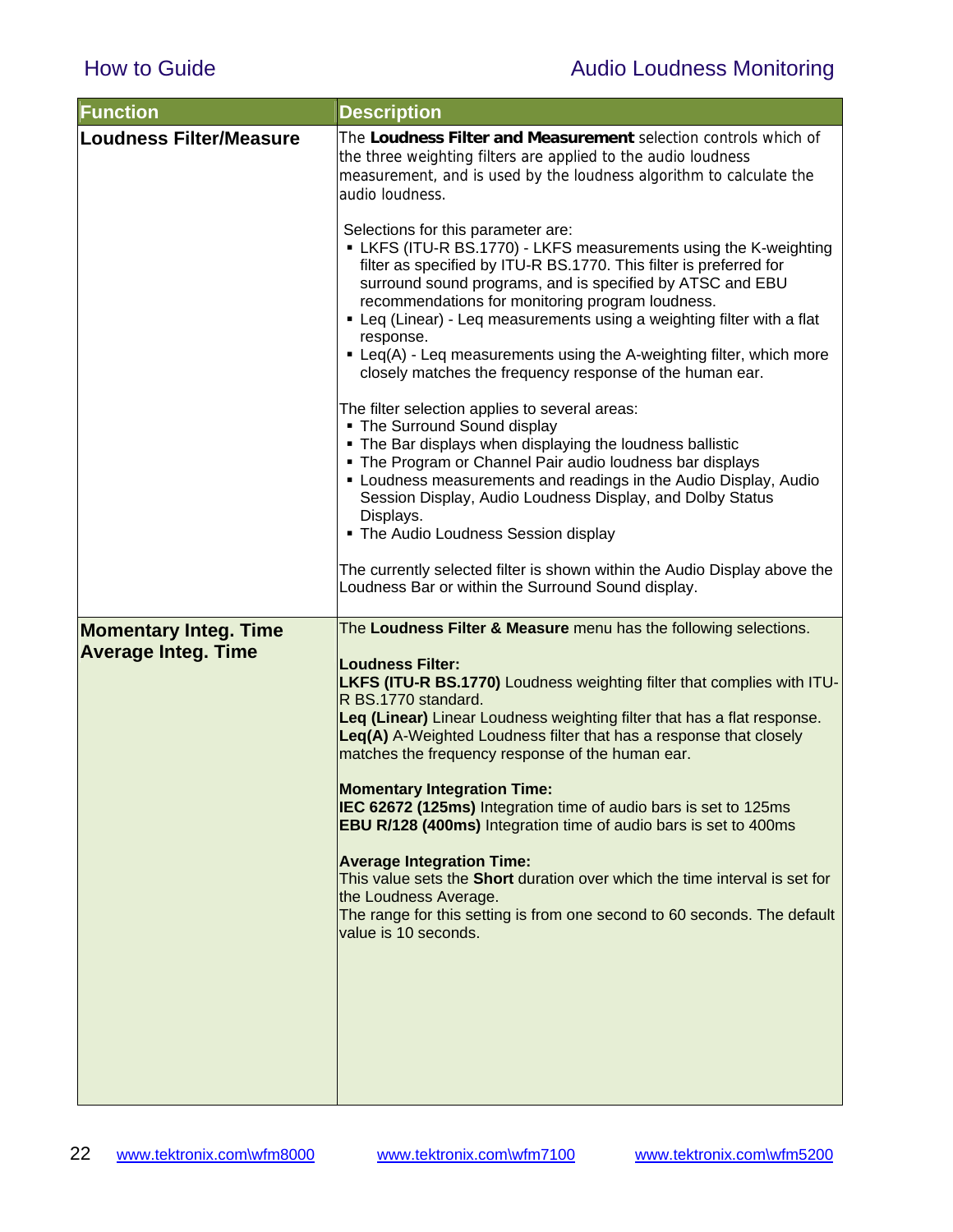| Function | Description |
| --- | --- |
| **Loudness Filter/Measure** | The **Loudness Filter and Measurement** selection controls which of the three weighting filters are applied to the audio loudness measurement, and is used by the loudness algorithm to calculate the audio loudness.<br><br>Selections for this parameter are:<br>▪ LKFS (ITU-R BS.1770) - LKFS measurements using the K-weighting filter as specified by ITU-R BS.1770. This filter is preferred for surround sound programs, and is specified by ATSC and EBU recommendations for monitoring program loudness.<br>▪ Leq (Linear) - Leq measurements using a weighting filter with a flat response.<br>▪ Leq(A) - Leq measurements using the A-weighting filter, which more closely matches the frequency response of the human ear.<br><br>The filter selection applies to several areas:<br>▪ The Surround Sound display<br>▪ The Bar displays when displaying the loudness ballistic<br>▪ The Program or Channel Pair audio loudness bar displays<br>▪ Loudness measurements and readings in the Audio Display, Audio Session Display, Audio Loudness Display, and Dolby Status Displays.<br>▪ The Audio Loudness Session display<br><br>The currently selected filter is shown within the Audio Display above the Loudness Bar or within the Surround Sound display. |
| **Momentary Integ. Time**<br>**Average Integ. Time** | The **Loudness Filter & Measure** menu has the following selections.<br><br>**Loudness Filter:**<br>**LKFS (ITU-R BS.1770)** Loudness weighting filter that complies with ITU-R BS.1770 standard.<br>**Leq (Linear)** Linear Loudness weighting filter that has a flat response.<br>**Leq(A)** A-Weighted Loudness filter that has a response that closely matches the frequency response of the human ear.<br><br>**Momentary Integration Time:**<br>**IEC 62672 (125ms)** Integration time of audio bars is set to 125ms<br>**EBU R/128 (400ms)** Integration time of audio bars is set to 400ms<br><br>**Average Integration Time:**<br>This value sets the **Short** duration over which the time interval is set for the Loudness Average.<br>The range for this setting is from one second to 60 seconds. The default value is 10 seconds. |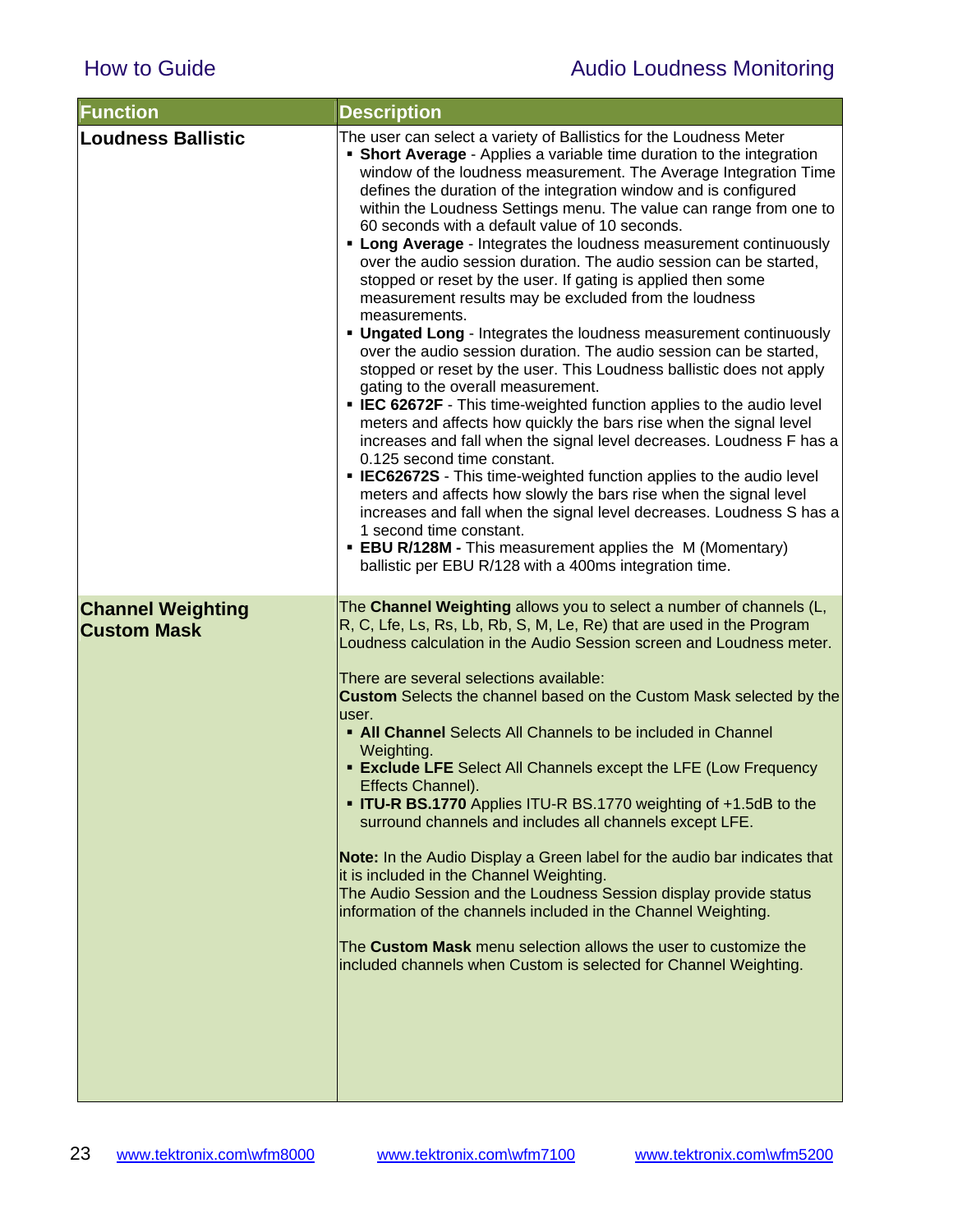| Function | Description |
|---|---|
| **Loudness Ballistic** | The user can select a variety of Ballistics for the Loudness Meter<br>▪ **Short Average** - Applies a variable time duration to the integration window of the loudness measurement. The Average Integration Time defines the duration of the integration window and is configured within the Loudness Settings menu. The value can range from one to 60 seconds with a default value of 10 seconds.<br>▪ **Long Average** - Integrates the loudness measurement continuously over the audio session duration. The audio session can be started, stopped or reset by the user. If gating is applied then some measurement results may be excluded from the loudness measurements.<br>▪ **Ungated Long** - Integrates the loudness measurement continuously over the audio session duration. The audio session can be started, stopped or reset by the user. This Loudness ballistic does not apply gating to the overall measurement.<br>▪ **IEC 62672F** - This time-weighted function applies to the audio level meters and affects how quickly the bars rise when the signal level increases and fall when the signal level decreases. Loudness F has a 0.125 second time constant.<br>▪ **IEC62672S** - This time-weighted function applies to the audio level meters and affects how slowly the bars rise when the signal level increases and fall when the signal level decreases. Loudness S has a 1 second time constant.<br>▪ **EBU R/128M -** This measurement applies the M (Momentary) ballistic per EBU R/128 with a 400ms integration time. |
| **Channel Weighting Custom Mask** | The **Channel Weighting** allows you to select a number of channels (L, R, C, Lfe, Ls, Rs, Lb, Rb, S, M, Le, Re) that are used in the Program Loudness calculation in the Audio Session screen and Loudness meter.<br><br>There are several selections available:<br>**Custom** Selects the channel based on the Custom Mask selected by the user.<br>▪ **All Channel** Selects All Channels to be included in Channel Weighting.<br>▪ **Exclude LFE** Select All Channels except the LFE (Low Frequency Effects Channel).<br>▪ **ITU-R BS.1770** Applies ITU-R BS.1770 weighting of +1.5dB to the surround channels and includes all channels except LFE.<br><br>**Note:** In the Audio Display a Green label for the audio bar indicates that it is included in the Channel Weighting.<br>The Audio Session and the Loudness Session display provide status information of the channels included in the Channel Weighting.<br><br>The **Custom Mask** menu selection allows the user to customize the included channels when Custom is selected for Channel Weighting. |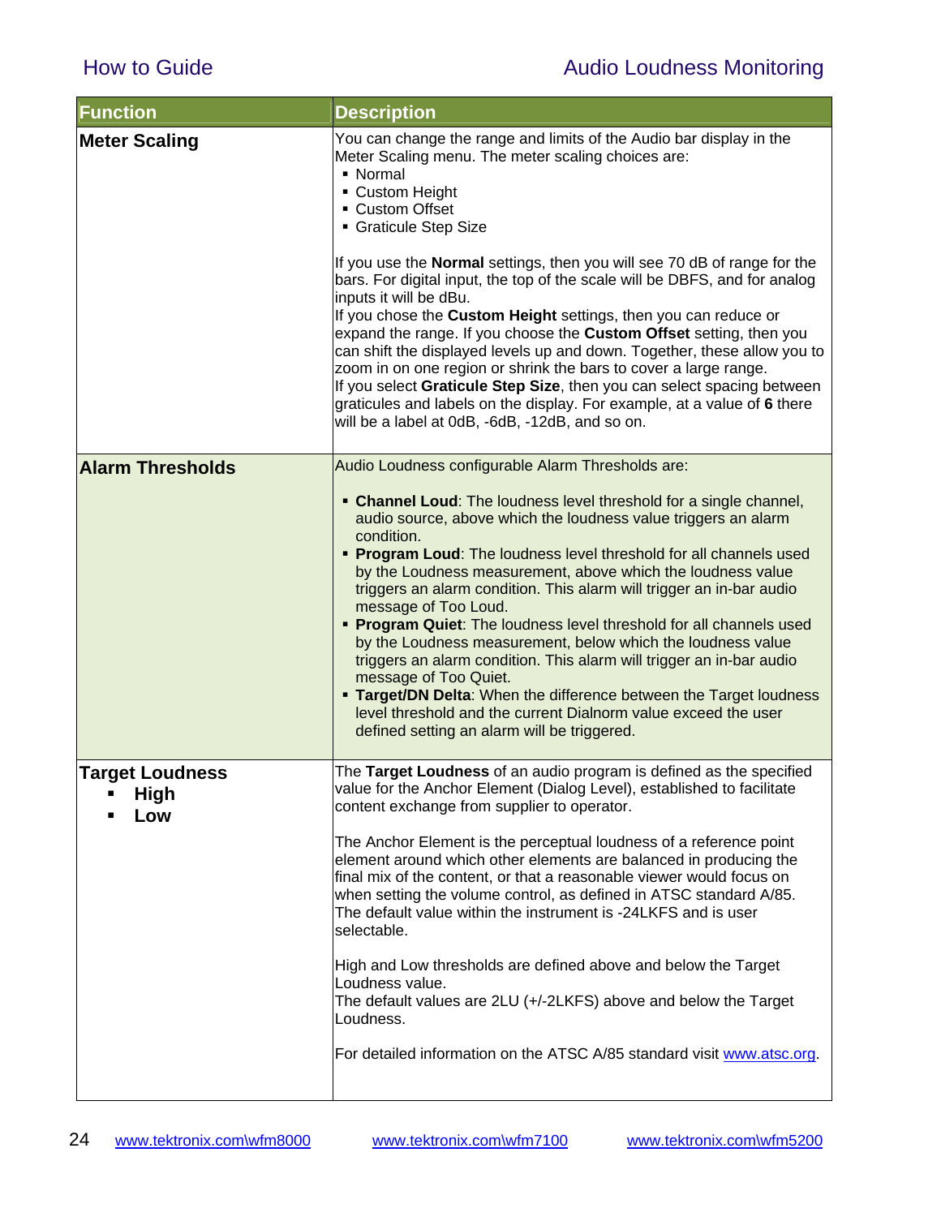| Function | Description |
|---|---|
| **Meter Scaling** | You can change the range and limits of the Audio bar display in the Meter Scaling menu. The meter scaling choices are:<br>▪ Normal<br>▪ Custom Height<br>▪ Custom Offset<br>▪ Graticule Step Size<br><br>If you use the **Normal** settings, then you will see 70 dB of range for the bars. For digital input, the top of the scale will be DBFS, and for analog inputs it will be dBu.<br>If you chose the **Custom Height** settings, then you can reduce or expand the range. If you choose the **Custom Offset** setting, then you can shift the displayed levels up and down. Together, these allow you to zoom in on one region or shrink the bars to cover a large range.<br>If you select **Graticule Step Size**, then you can select spacing between graticules and labels on the display. For example, at a value of **6** there will be a label at 0dB, -6dB, -12dB, and so on. |
| **Alarm Thresholds** | Audio Loudness configurable Alarm Thresholds are:<br><br>▪ **Channel Loud**: The loudness level threshold for a single channel, audio source, above which the loudness value triggers an alarm condition.<br>▪ **Program Loud**: The loudness level threshold for all channels used by the Loudness measurement, above which the loudness value triggers an alarm condition. This alarm will trigger an in-bar audio message of Too Loud.<br>▪ **Program Quiet**: The loudness level threshold for all channels used by the Loudness measurement, below which the loudness value triggers an alarm condition. This alarm will trigger an in-bar audio message of Too Quiet.<br>▪ **Target/DN Delta**: When the difference between the Target loudness level threshold and the current Dialnorm value exceed the user defined setting an alarm will be triggered. |
| **Target Loudness**<br>▪ **High**<br>▪ **Low** | The **Target Loudness** of an audio program is defined as the specified value for the Anchor Element (Dialog Level), established to facilitate content exchange from supplier to operator.<br><br>The Anchor Element is the perceptual loudness of a reference point element around which other elements are balanced in producing the final mix of the content, or that a reasonable viewer would focus on when setting the volume control, as defined in ATSC standard A/85. The default value within the instrument is -24LKFS and is user selectable.<br><br>High and Low thresholds are defined above and below the Target Loudness value.<br>The default values are 2LU (+/-2LKFS) above and below the Target Loudness.<br><br>For detailed information on the ATSC A/85 standard visit www.atsc.org. |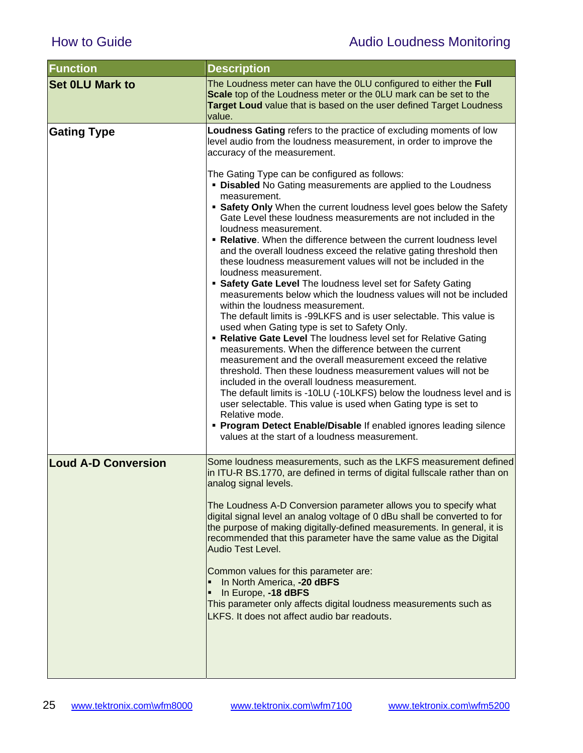| Function | Description |
|---|---|
| **Set 0LU Mark to** | The Loudness meter can have the 0LU configured to either the **Full Scale** top of the Loudness meter or the 0LU mark can be set to the **Target Loud** value that is based on the user defined Target Loudness value. |
| **Gating Type** | **Loudness Gating** refers to the practice of excluding moments of low level audio from the loudness measurement, in order to improve the accuracy of the measurement.<br><br>The Gating Type can be configured as follows:<br>▪ **Disabled** No Gating measurements are applied to the Loudness measurement.<br>▪ **Safety Only** When the current loudness level goes below the Safety Gate Level these loudness measurements are not included in the loudness measurement.<br>▪ **Relative**. When the difference between the current loudness level and the overall loudness exceed the relative gating threshold then these loudness measurement values will not be included in the loudness measurement.<br>▪ **Safety Gate Level** The loudness level set for Safety Gating measurements below which the loudness values will not be included within the loudness measurement.<br>The default limits is -99LKFS and is user selectable. This value is used when Gating type is set to Safety Only.<br>▪ **Relative Gate Level** The loudness level set for Relative Gating measurements. When the difference between the current measurement and the overall measurement exceed the relative threshold. Then these loudness measurement values will not be included in the overall loudness measurement.<br>The default limits is -10LU (-10LKFS) below the loudness level and is user selectable. This value is used when Gating type is set to Relative mode.<br>▪ **Program Detect Enable/Disable** If enabled ignores leading silence values at the start of a loudness measurement. |
| **Loud A-D Conversion** | Some loudness measurements, such as the LKFS measurement defined in ITU-R BS.1770, are defined in terms of digital fullscale rather than on analog signal levels.<br><br>The Loudness A-D Conversion parameter allows you to specify what digital signal level an analog voltage of 0 dBu shall be converted to for the purpose of making digitally-defined measurements. In general, it is recommended that this parameter have the same value as the Digital Audio Test Level.<br><br>Common values for this parameter are:<br>▪ In North America, **-20 dBFS**<br>▪ In Europe, **-18 dBFS**<br>This parameter only affects digital loudness measurements such as LKFS. It does not affect audio bar readouts. |

[www.tektronix.com\wfm8000](www.tektronix.com\wfm8000) [www.tektronix.com\wfm7100](www.tektronix.com\wfm7100) [www.tektronix.com\wfm5200](www.tektronix.com\wfm5200)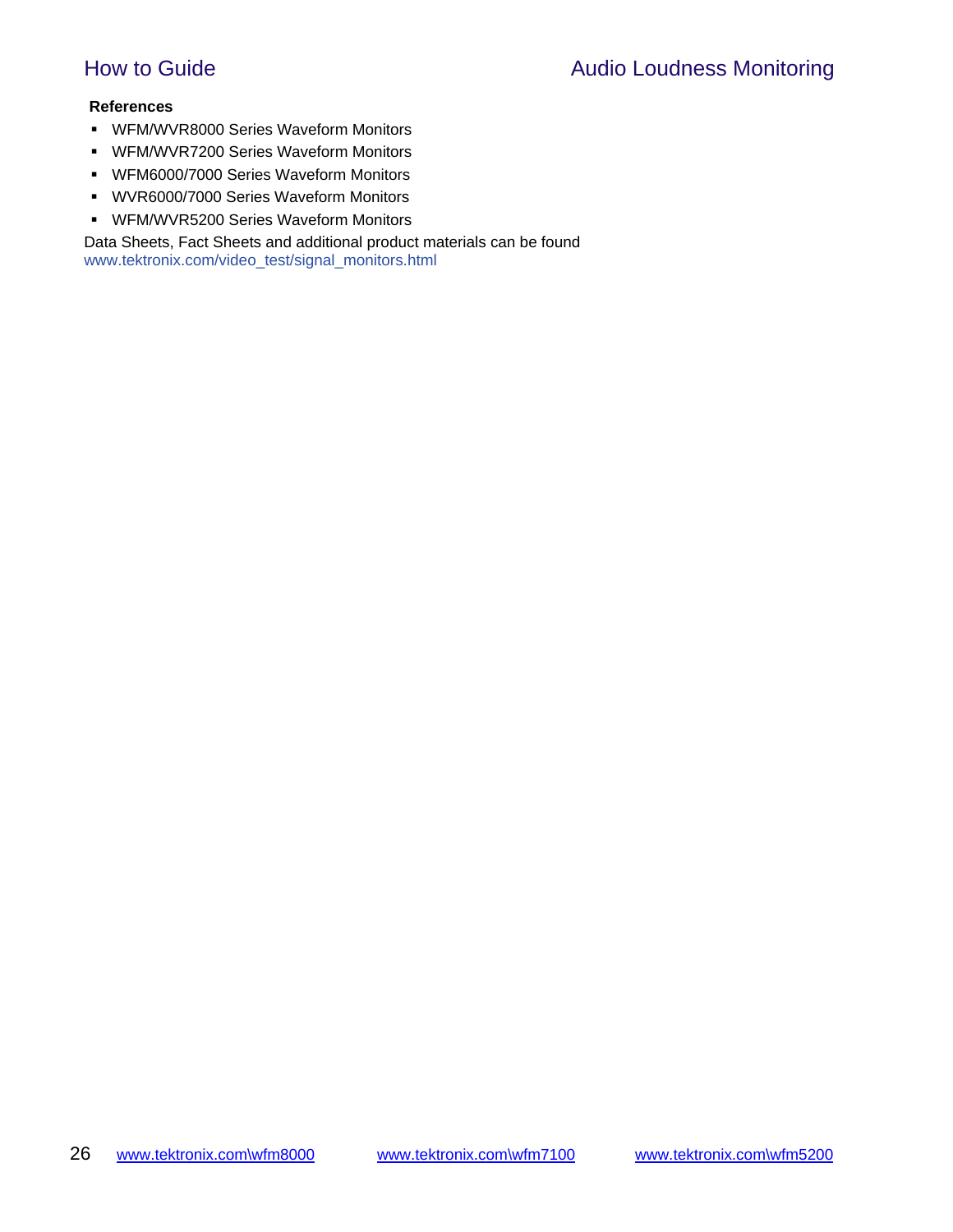**References**

- WFM/WVR8000 Series Waveform Monitors
- WFM/WVR7200 Series Waveform Monitors
- WFM6000/7000 Series Waveform Monitors
- WVR6000/7000 Series Waveform Monitors
- WFM/WVR5200 Series Waveform Monitors

Data Sheets, Fact Sheets and additional product materials can be found
www.tektronix.com/video_test/signal_monitors.html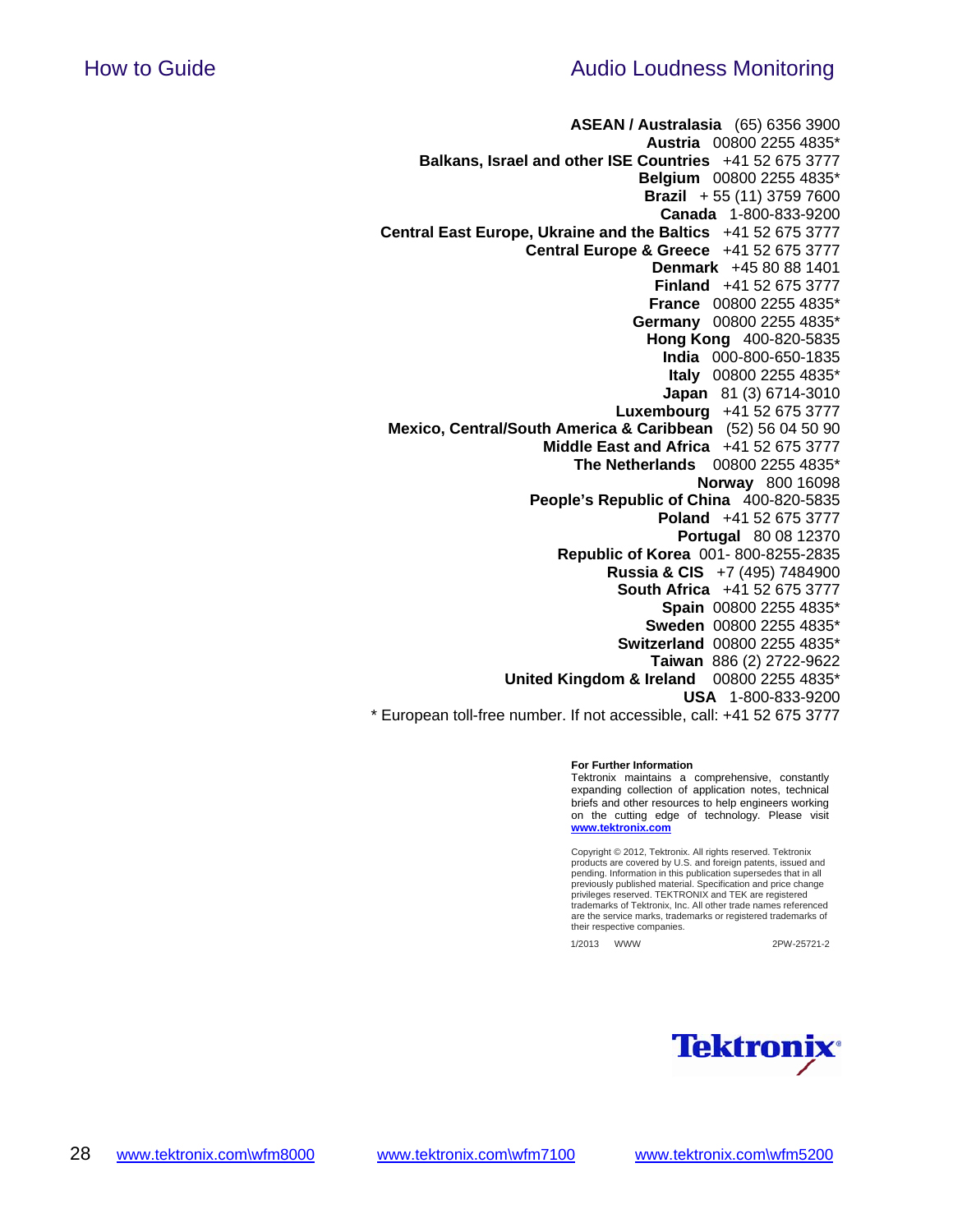**ASEAN / Australasia** (65) 6356 3900
**Austria** 00800 2255 4835*
**Balkans, Israel and other ISE Countries** +41 52 675 3777
**Belgium** 00800 2255 4835*
**Brazil** + 55 (11) 3759 7600
**Canada** 1-800-833-9200
**Central East Europe, Ukraine and the Baltics** +41 52 675 3777
**Central Europe & Greece** +41 52 675 3777
**Denmark** +45 80 88 1401
**Finland** +41 52 675 3777
**France** 00800 2255 4835*
**Germany** 00800 2255 4835*
**Hong Kong** 400-820-5835
**India** 000-800-650-1835
**Italy** 00800 2255 4835*
**Japan** 81 (3) 6714-3010
**Luxembourg** +41 52 675 3777
**Mexico, Central/South America & Caribbean** (52) 56 04 50 90
**Middle East and Africa** +41 52 675 3777
**The Netherlands** 00800 2255 4835*
**Norway** 800 16098
**People's Republic of China** 400-820-5835
**Poland** +41 52 675 3777
**Portugal** 80 08 12370
**Republic of Korea** 001- 800-8255-2835
**Russia & CIS** +7 (495) 7484900
**South Africa** +41 52 675 3777
**Spain** 00800 2255 4835*
**Sweden** 00800 2255 4835*
**Switzerland** 00800 2255 4835*
**Taiwan** 886 (2) 2722-9622
**United Kingdom & Ireland** 00800 2255 4835*
**USA** 1-800-833-9200

* European toll-free number. If not accessible, call: +41 52 675 3777

**For Further Information**

Tektronix maintains a comprehensive, constantly expanding collection of application notes, technical briefs and other resources to help engineers working on the cutting edge of technology. Please visit **www.tektronix.com**

Copyright © 2012, Tektronix. All rights reserved. Tektronix products are covered by U.S. and foreign patents, issued and pending. Information in this publication supersedes that in all previously published material. Specification and price change privileges reserved. TEKTRONIX and TEK are registered trademarks of Tektronix, Inc. All other trade names referenced are the service marks, trademarks or registered trademarks of their respective companies.

1/2013 WWW 2PW-25721-2

Tektronix®

www.tektronix.com\wfm8000 www.tektronix.com\wfm7100 www.tektronix.com\wfm5200